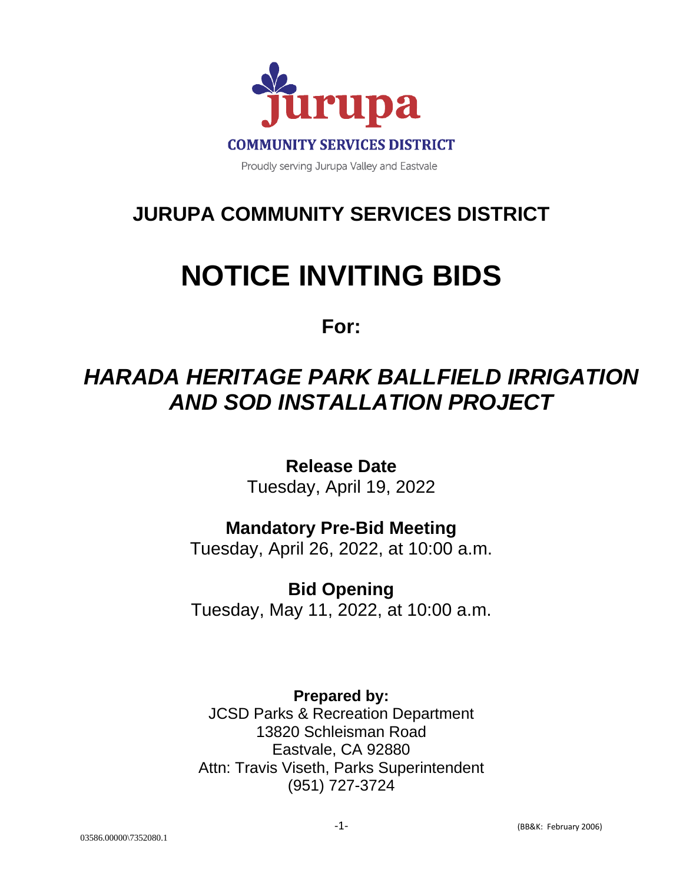jurupa

COMMUNITY SERVICES DISTRICT

Proudly serving Jurupa Valley and Eastvale

# JURUPA COMMUNITY SERVICES DISTRICT

# NOTICE INVITING BIDS

## For:

## *HARADA HERITAGE PARK BALLFIELD IRRIGATION AND SOD INSTALLATION PROJECT*

**Release Date**
Tuesday, April 19, 2022

**Mandatory Pre-Bid Meeting**
Tuesday, April 26, 2022, at 10:00 a.m.

**Bid Opening**
Tuesday, May 11, 2022, at 10:00 a.m.

**Prepared by:**
JCSD Parks & Recreation Department
13820 Schleisman Road
Eastvale, CA 92880
Attn: Travis Viseth, Parks Superintendent
(951) 727-3724

(BB&K: February 2006)

03586.00000\7352080.1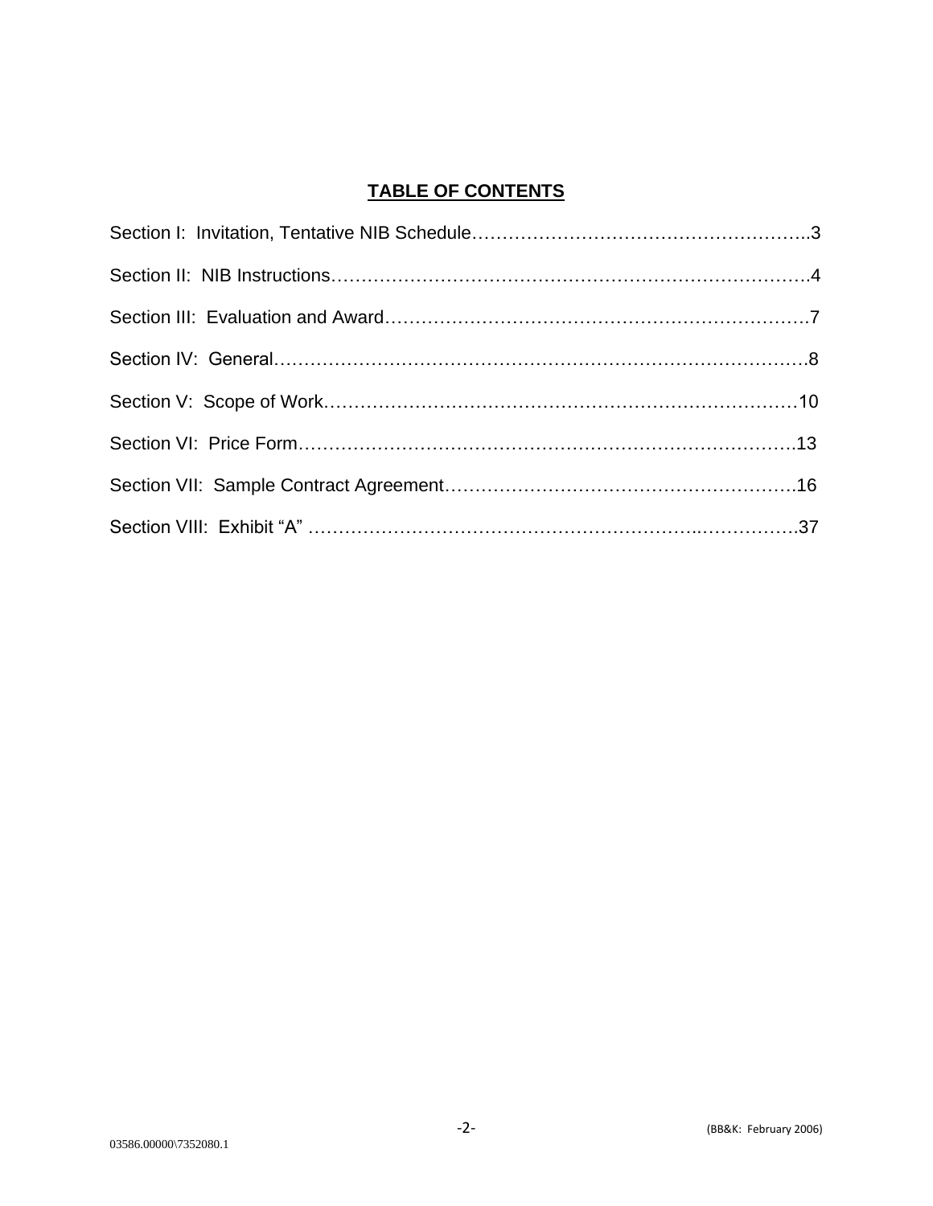# TABLE OF CONTENTS

Section I: Invitation, Tentative NIB Schedule………………………………………………..3

Section II: NIB Instructions………………………………………………………………….4

Section III: Evaluation and Award……………………………………………………………7

Section IV: General…………………………………………………………………………..8

Section V: Scope of Work……………………………………………………………………10

Section VI: Price Form……………………………………………………………………….13

Section VII: Sample Contract Agreement………………………………………………….16

Section VIII: Exhibit “A” ……………………………………………………………………37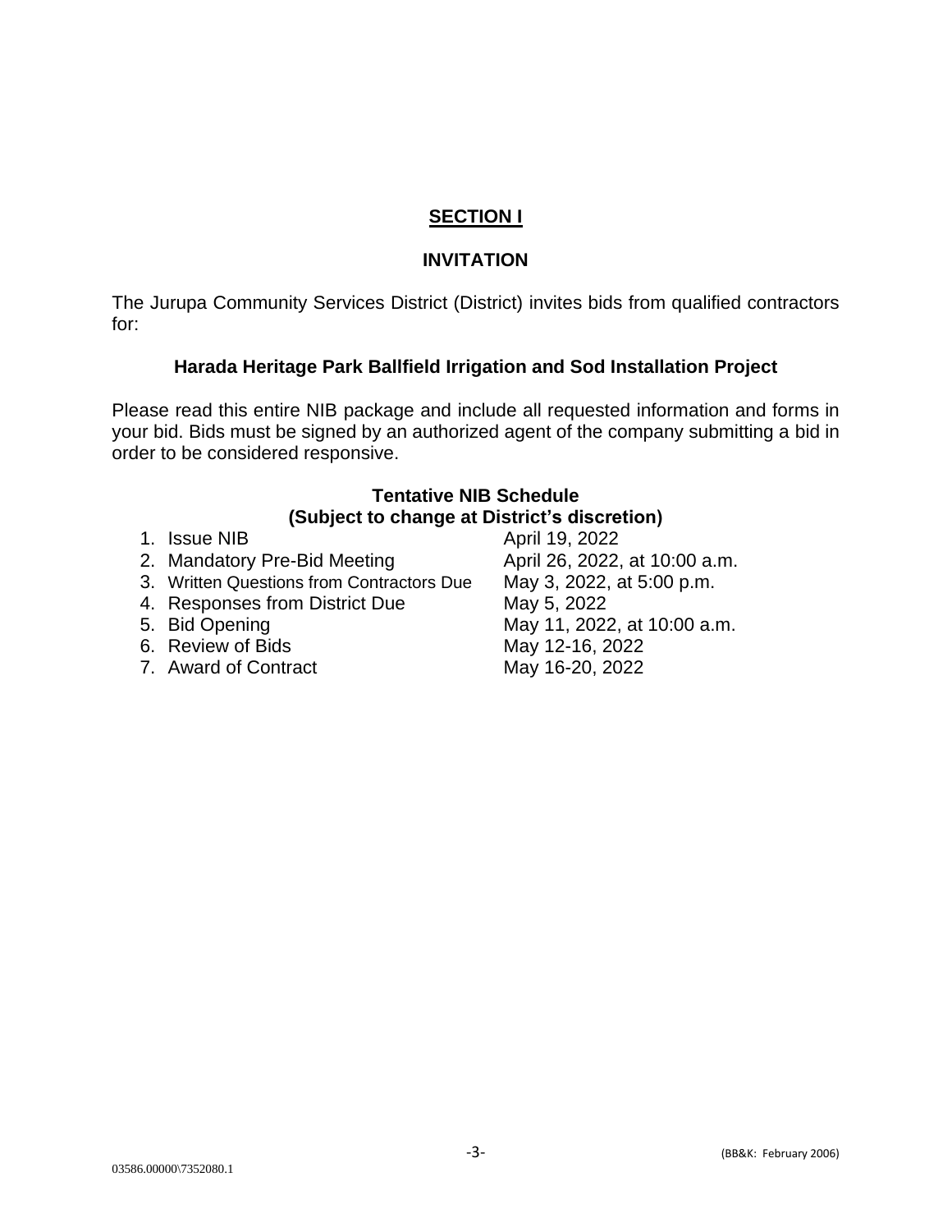## SECTION I

### INVITATION

The Jurupa Community Services District (District) invites bids from qualified contractors for:

**Harada Heritage Park Ballfield Irrigation and Sod Installation Project**

Please read this entire NIB package and include all requested information and forms in your bid. Bids must be signed by an authorized agent of the company submitting a bid in order to be considered responsive.

**Tentative NIB Schedule**
**(Subject to change at District's discretion)**

| | |
|---|---|
| 1. Issue NIB | April 19, 2022 |
| 2. Mandatory Pre-Bid Meeting | April 26, 2022, at 10:00 a.m. |
| 3. Written Questions from Contractors Due | May 3, 2022, at 5:00 p.m. |
| 4. Responses from District Due | May 5, 2022 |
| 5. Bid Opening | May 11, 2022, at 10:00 a.m. |
| 6. Review of Bids | May 12-16, 2022 |
| 7. Award of Contract | May 16-20, 2022 |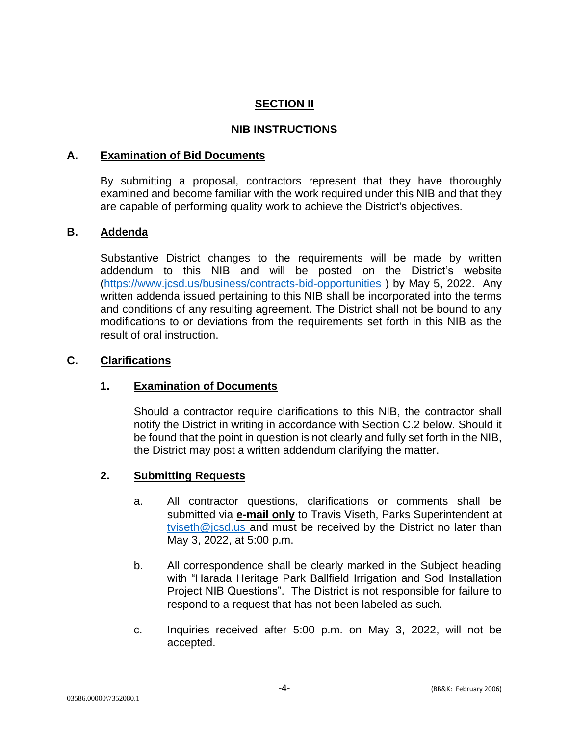# SECTION II

## NIB INSTRUCTIONS

### A. Examination of Bid Documents

By submitting a proposal, contractors represent that they have thoroughly examined and become familiar with the work required under this NIB and that they are capable of performing quality work to achieve the District's objectives.

### B. Addenda

Substantive District changes to the requirements will be made by written addendum to this NIB and will be posted on the District's website (https://www.jcsd.us/business/contracts-bid-opportunities ) by May 5, 2022. Any written addenda issued pertaining to this NIB shall be incorporated into the terms and conditions of any resulting agreement. The District shall not be bound to any modifications to or deviations from the requirements set forth in this NIB as the result of oral instruction.

### C. Clarifications

#### 1. Examination of Documents

Should a contractor require clarifications to this NIB, the contractor shall notify the District in writing in accordance with Section C.2 below. Should it be found that the point in question is not clearly and fully set forth in the NIB, the District may post a written addendum clarifying the matter.

#### 2. Submitting Requests

a. All contractor questions, clarifications or comments shall be submitted via **e-mail only** to Travis Viseth, Parks Superintendent at tviseth@jcsd.us and must be received by the District no later than May 3, 2022, at 5:00 p.m.

b. All correspondence shall be clearly marked in the Subject heading with "Harada Heritage Park Ballfield Irrigation and Sod Installation Project NIB Questions". The District is not responsible for failure to respond to a request that has not been labeled as such.

c. Inquiries received after 5:00 p.m. on May 3, 2022, will not be accepted.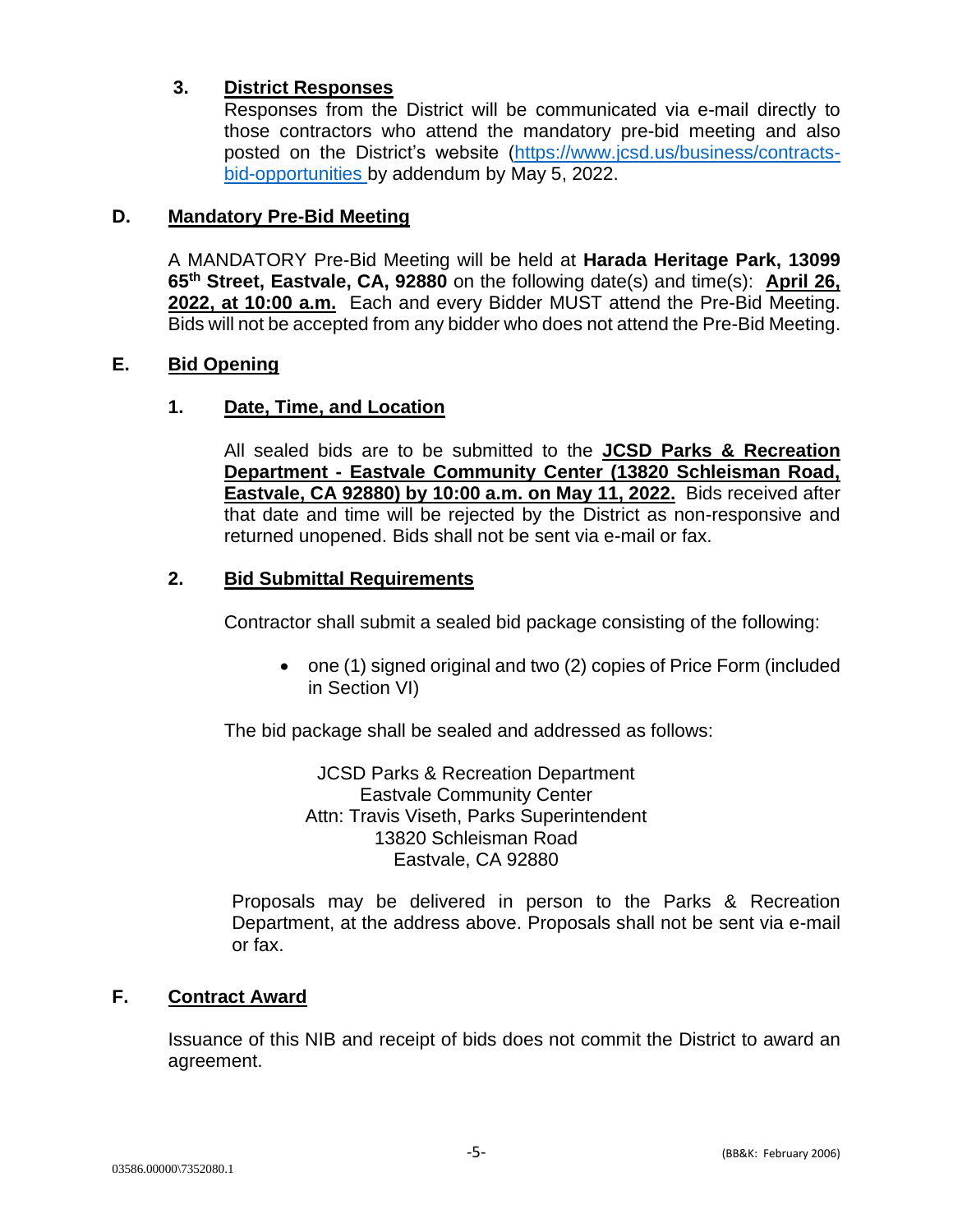### 3. District Responses

Responses from the District will be communicated via e-mail directly to those contractors who attend the mandatory pre-bid meeting and also posted on the District's website (https://www.jcsd.us/business/contracts-bid-opportunities by addendum by May 5, 2022.

## D. Mandatory Pre-Bid Meeting

A MANDATORY Pre-Bid Meeting will be held at **Harada Heritage Park, 13099 65th Street, Eastvale, CA, 92880** on the following date(s) and time(s): **April 26, 2022, at 10:00 a.m.** Each and every Bidder MUST attend the Pre-Bid Meeting. Bids will not be accepted from any bidder who does not attend the Pre-Bid Meeting.

## E. Bid Opening

### 1. Date, Time, and Location

All sealed bids are to be submitted to the **JCSD Parks & Recreation Department - Eastvale Community Center (13820 Schleisman Road, Eastvale, CA 92880) by 10:00 a.m. on May 11, 2022.** Bids received after that date and time will be rejected by the District as non-responsive and returned unopened. Bids shall not be sent via e-mail or fax.

### 2. Bid Submittal Requirements

Contractor shall submit a sealed bid package consisting of the following:

- one (1) signed original and two (2) copies of Price Form (included in Section VI)

The bid package shall be sealed and addressed as follows:

JCSD Parks & Recreation Department
Eastvale Community Center
Attn: Travis Viseth, Parks Superintendent
13820 Schleisman Road
Eastvale, CA 92880

Proposals may be delivered in person to the Parks & Recreation Department, at the address above. Proposals shall not be sent via e-mail or fax.

## F. Contract Award

Issuance of this NIB and receipt of bids does not commit the District to award an agreement.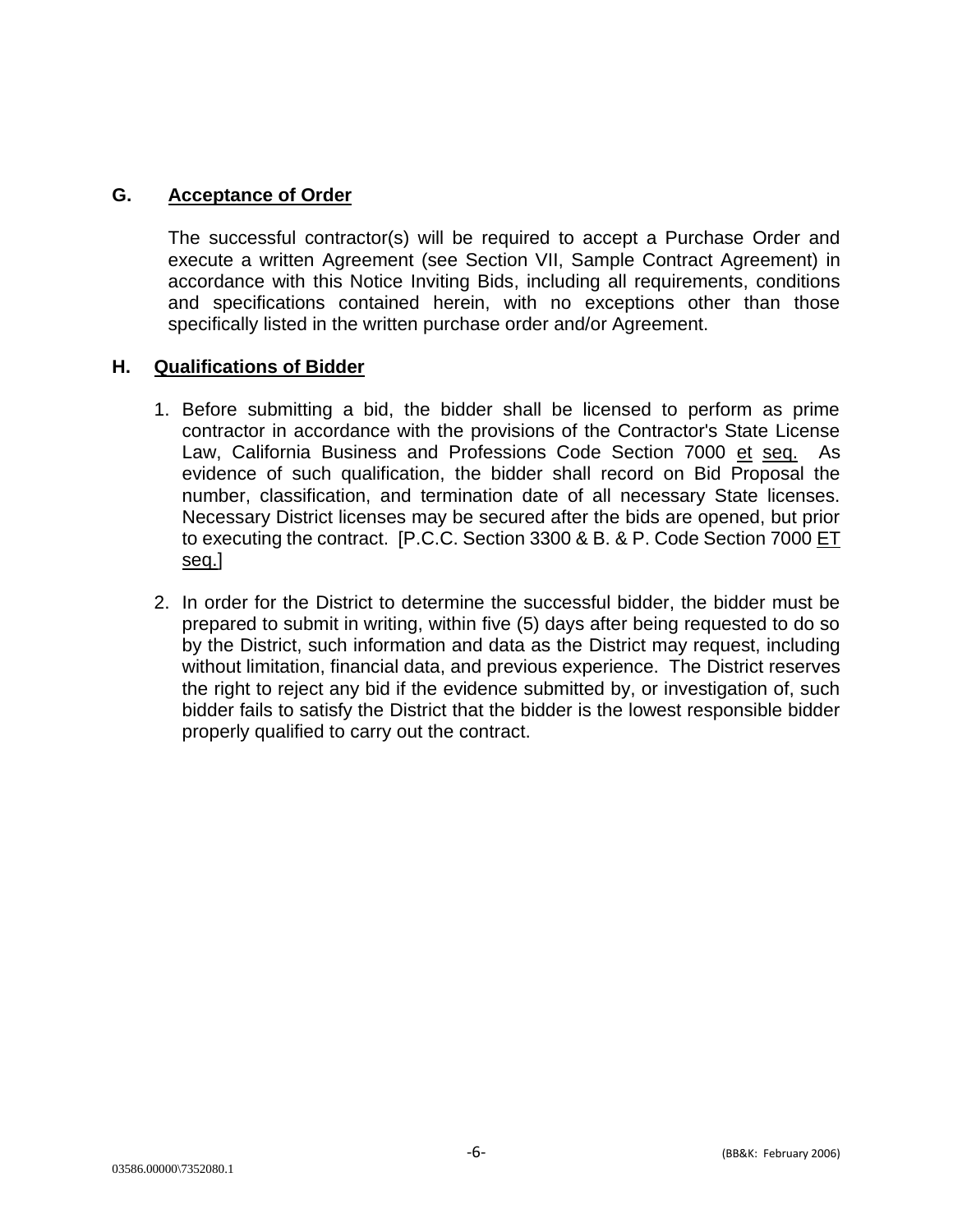## G. Acceptance of Order

The successful contractor(s) will be required to accept a Purchase Order and execute a written Agreement (see Section VII, Sample Contract Agreement) in accordance with this Notice Inviting Bids, including all requirements, conditions and specifications contained herein, with no exceptions other than those specifically listed in the written purchase order and/or Agreement.

## H. Qualifications of Bidder

1. Before submitting a bid, the bidder shall be licensed to perform as prime contractor in accordance with the provisions of the Contractor's State License Law, California Business and Professions Code Section 7000 et seq. As evidence of such qualification, the bidder shall record on Bid Proposal the number, classification, and termination date of all necessary State licenses. Necessary District licenses may be secured after the bids are opened, but prior to executing the contract. [P.C.C. Section 3300 & B. & P. Code Section 7000 ET seq.]

2. In order for the District to determine the successful bidder, the bidder must be prepared to submit in writing, within five (5) days after being requested to do so by the District, such information and data as the District may request, including without limitation, financial data, and previous experience. The District reserves the right to reject any bid if the evidence submitted by, or investigation of, such bidder fails to satisfy the District that the bidder is the lowest responsible bidder properly qualified to carry out the contract.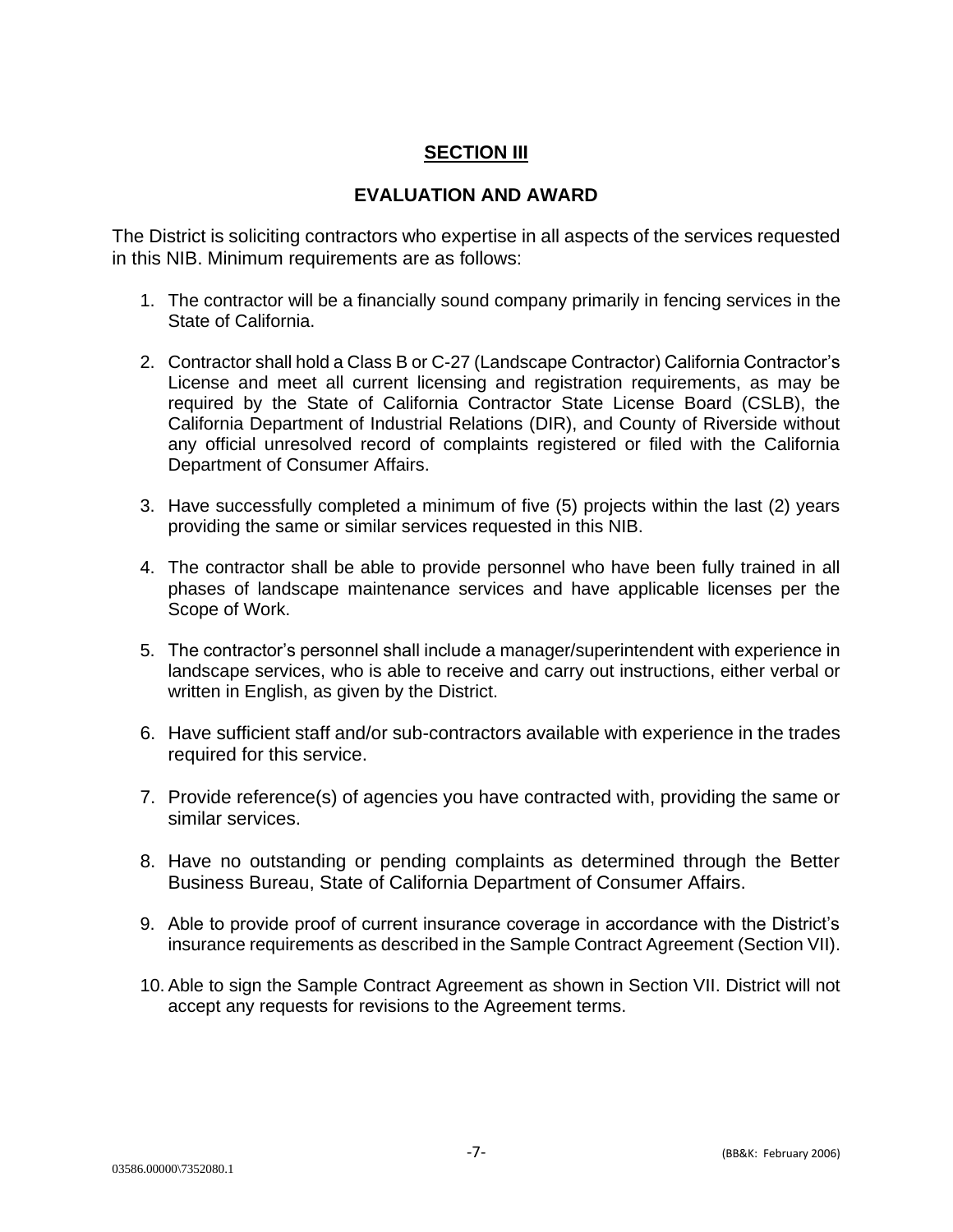## SECTION III

## EVALUATION AND AWARD

The District is soliciting contractors who expertise in all aspects of the services requested in this NIB. Minimum requirements are as follows:

1. The contractor will be a financially sound company primarily in fencing services in the State of California.
2. Contractor shall hold a Class B or C-27 (Landscape Contractor) California Contractor's License and meet all current licensing and registration requirements, as may be required by the State of California Contractor State License Board (CSLB), the California Department of Industrial Relations (DIR), and County of Riverside without any official unresolved record of complaints registered or filed with the California Department of Consumer Affairs.
3. Have successfully completed a minimum of five (5) projects within the last (2) years providing the same or similar services requested in this NIB.
4. The contractor shall be able to provide personnel who have been fully trained in all phases of landscape maintenance services and have applicable licenses per the Scope of Work.
5. The contractor's personnel shall include a manager/superintendent with experience in landscape services, who is able to receive and carry out instructions, either verbal or written in English, as given by the District.
6. Have sufficient staff and/or sub-contractors available with experience in the trades required for this service.
7. Provide reference(s) of agencies you have contracted with, providing the same or similar services.
8. Have no outstanding or pending complaints as determined through the Better Business Bureau, State of California Department of Consumer Affairs.
9. Able to provide proof of current insurance coverage in accordance with the District's insurance requirements as described in the Sample Contract Agreement (Section VII).
10. Able to sign the Sample Contract Agreement as shown in Section VII. District will not accept any requests for revisions to the Agreement terms.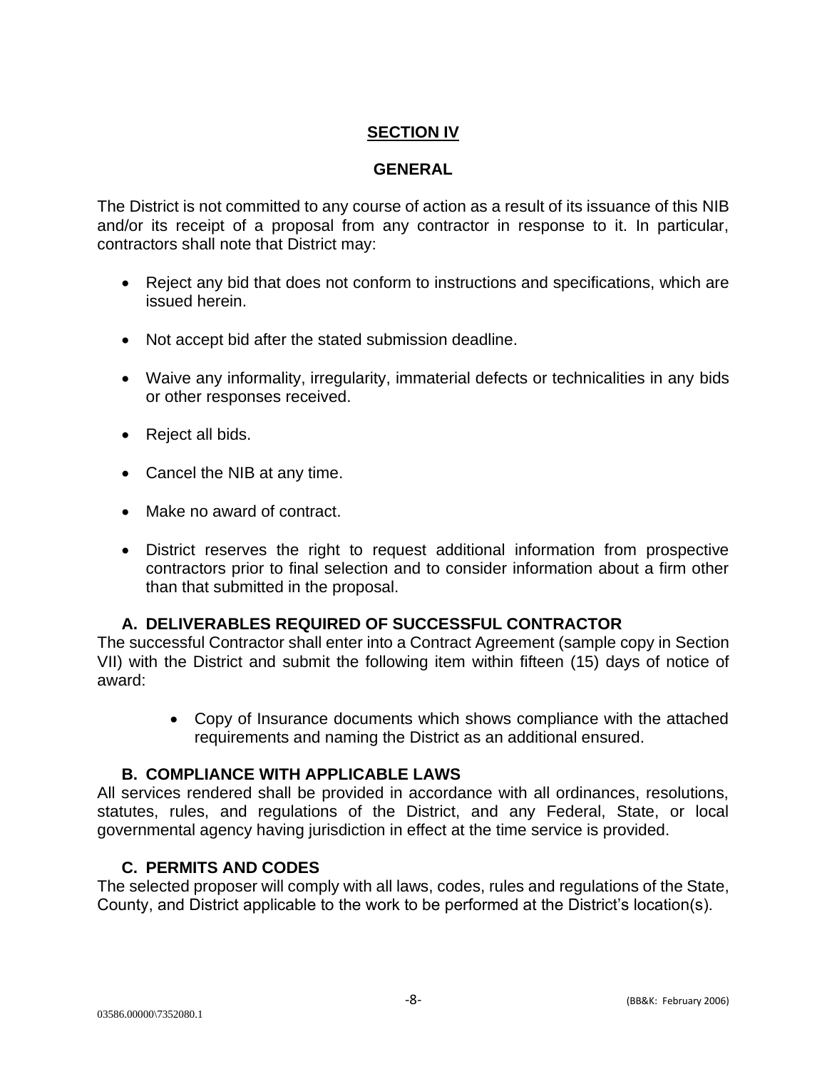## SECTION IV

## GENERAL

The District is not committed to any course of action as a result of its issuance of this NIB and/or its receipt of a proposal from any contractor in response to it. In particular, contractors shall note that District may:

- Reject any bid that does not conform to instructions and specifications, which are issued herein.
- Not accept bid after the stated submission deadline.
- Waive any informality, irregularity, immaterial defects or technicalities in any bids or other responses received.
- Reject all bids.
- Cancel the NIB at any time.
- Make no award of contract.
- District reserves the right to request additional information from prospective contractors prior to final selection and to consider information about a firm other than that submitted in the proposal.

### A. DELIVERABLES REQUIRED OF SUCCESSFUL CONTRACTOR

The successful Contractor shall enter into a Contract Agreement (sample copy in Section VII) with the District and submit the following item within fifteen (15) days of notice of award:

- Copy of Insurance documents which shows compliance with the attached requirements and naming the District as an additional ensured.

### B. COMPLIANCE WITH APPLICABLE LAWS

All services rendered shall be provided in accordance with all ordinances, resolutions, statutes, rules, and regulations of the District, and any Federal, State, or local governmental agency having jurisdiction in effect at the time service is provided.

### C. PERMITS AND CODES

The selected proposer will comply with all laws, codes, rules and regulations of the State, County, and District applicable to the work to be performed at the District's location(s).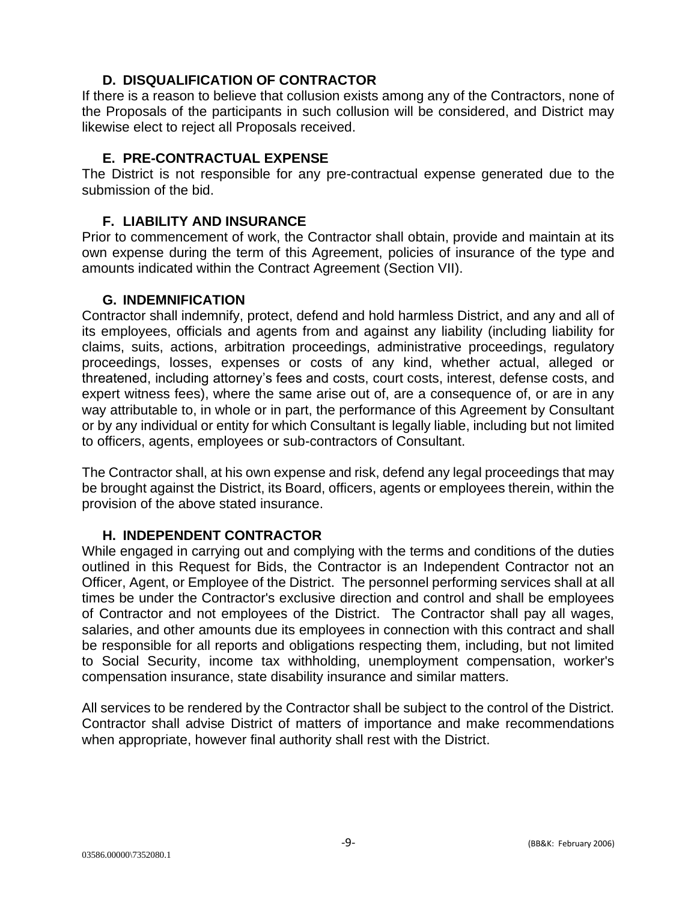### D. DISQUALIFICATION OF CONTRACTOR

If there is a reason to believe that collusion exists among any of the Contractors, none of the Proposals of the participants in such collusion will be considered, and District may likewise elect to reject all Proposals received.

### E. PRE-CONTRACTUAL EXPENSE

The District is not responsible for any pre-contractual expense generated due to the submission of the bid.

### F. LIABILITY AND INSURANCE

Prior to commencement of work, the Contractor shall obtain, provide and maintain at its own expense during the term of this Agreement, policies of insurance of the type and amounts indicated within the Contract Agreement (Section VII).

### G. INDEMNIFICATION

Contractor shall indemnify, protect, defend and hold harmless District, and any and all of its employees, officials and agents from and against any liability (including liability for claims, suits, actions, arbitration proceedings, administrative proceedings, regulatory proceedings, losses, expenses or costs of any kind, whether actual, alleged or threatened, including attorney's fees and costs, court costs, interest, defense costs, and expert witness fees), where the same arise out of, are a consequence of, or are in any way attributable to, in whole or in part, the performance of this Agreement by Consultant or by any individual or entity for which Consultant is legally liable, including but not limited to officers, agents, employees or sub-contractors of Consultant.

The Contractor shall, at his own expense and risk, defend any legal proceedings that may be brought against the District, its Board, officers, agents or employees therein, within the provision of the above stated insurance.

### H. INDEPENDENT CONTRACTOR

While engaged in carrying out and complying with the terms and conditions of the duties outlined in this Request for Bids, the Contractor is an Independent Contractor not an Officer, Agent, or Employee of the District. The personnel performing services shall at all times be under the Contractor's exclusive direction and control and shall be employees of Contractor and not employees of the District. The Contractor shall pay all wages, salaries, and other amounts due its employees in connection with this contract and shall be responsible for all reports and obligations respecting them, including, but not limited to Social Security, income tax withholding, unemployment compensation, worker's compensation insurance, state disability insurance and similar matters.

All services to be rendered by the Contractor shall be subject to the control of the District. Contractor shall advise District of matters of importance and make recommendations when appropriate, however final authority shall rest with the District.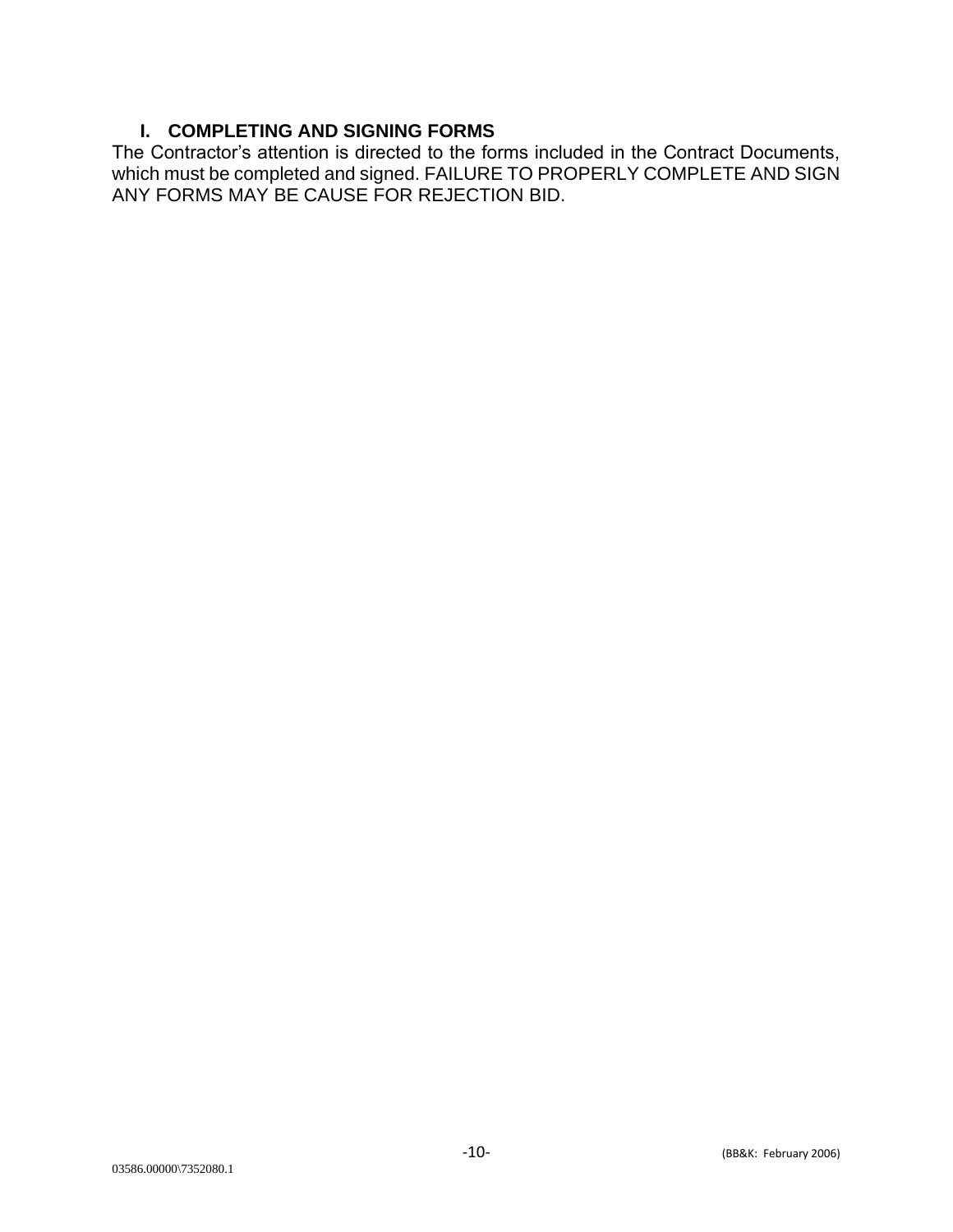### I. COMPLETING AND SIGNING FORMS

The Contractor's attention is directed to the forms included in the Contract Documents, which must be completed and signed. FAILURE TO PROPERLY COMPLETE AND SIGN ANY FORMS MAY BE CAUSE FOR REJECTION BID.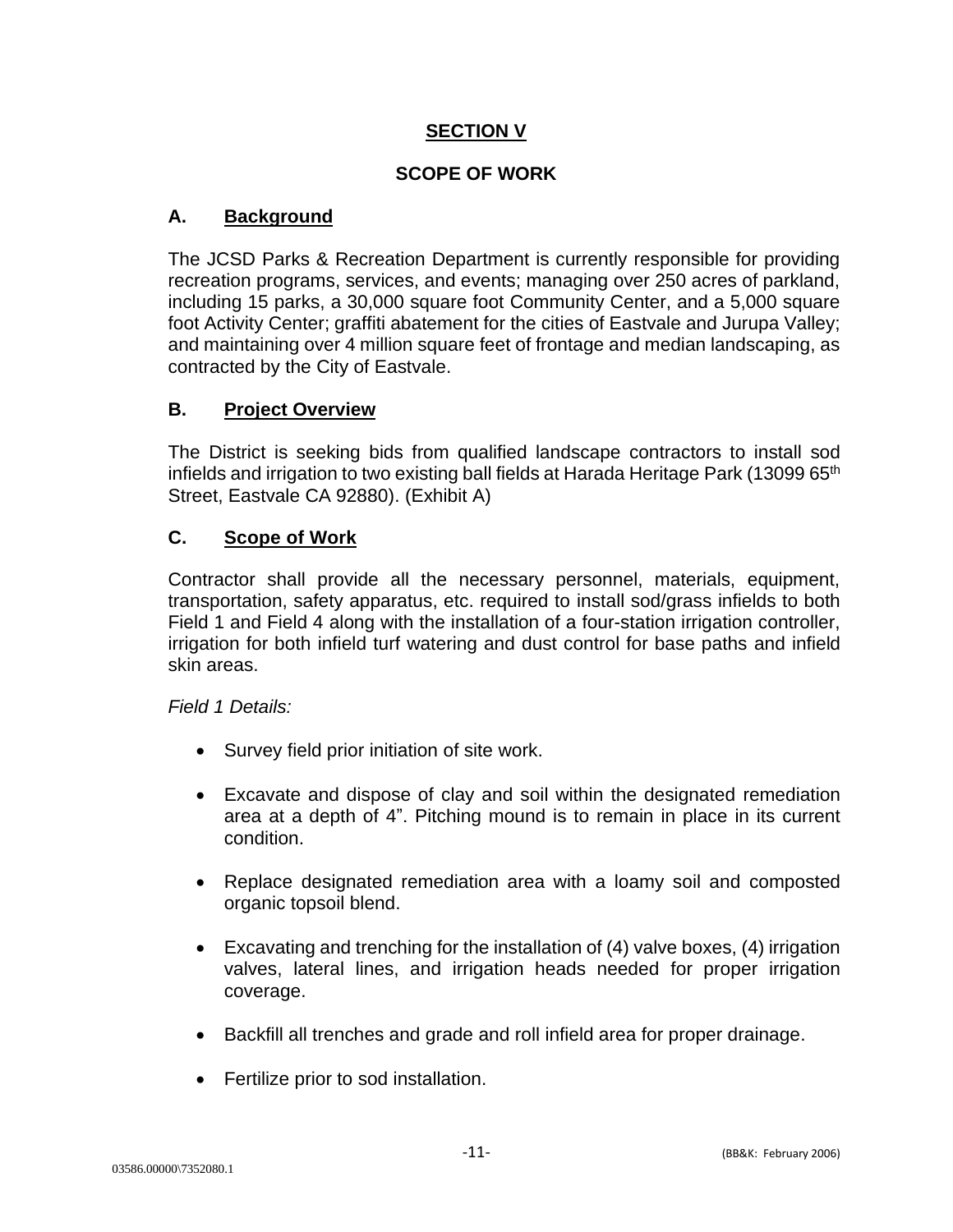## SECTION V

## SCOPE OF WORK

### A. Background

The JCSD Parks & Recreation Department is currently responsible for providing recreation programs, services, and events; managing over 250 acres of parkland, including 15 parks, a 30,000 square foot Community Center, and a 5,000 square foot Activity Center; graffiti abatement for the cities of Eastvale and Jurupa Valley; and maintaining over 4 million square feet of frontage and median landscaping, as contracted by the City of Eastvale.

### B. Project Overview

The District is seeking bids from qualified landscape contractors to install sod infields and irrigation to two existing ball fields at Harada Heritage Park (13099 65th Street, Eastvale CA 92880). (Exhibit A)

### C. Scope of Work

Contractor shall provide all the necessary personnel, materials, equipment, transportation, safety apparatus, etc. required to install sod/grass infields to both Field 1 and Field 4 along with the installation of a four-station irrigation controller, irrigation for both infield turf watering and dust control for base paths and infield skin areas.

*Field 1 Details:*

- Survey field prior initiation of site work.
- Excavate and dispose of clay and soil within the designated remediation area at a depth of 4". Pitching mound is to remain in place in its current condition.
- Replace designated remediation area with a loamy soil and composted organic topsoil blend.
- Excavating and trenching for the installation of (4) valve boxes, (4) irrigation valves, lateral lines, and irrigation heads needed for proper irrigation coverage.
- Backfill all trenches and grade and roll infield area for proper drainage.
- Fertilize prior to sod installation.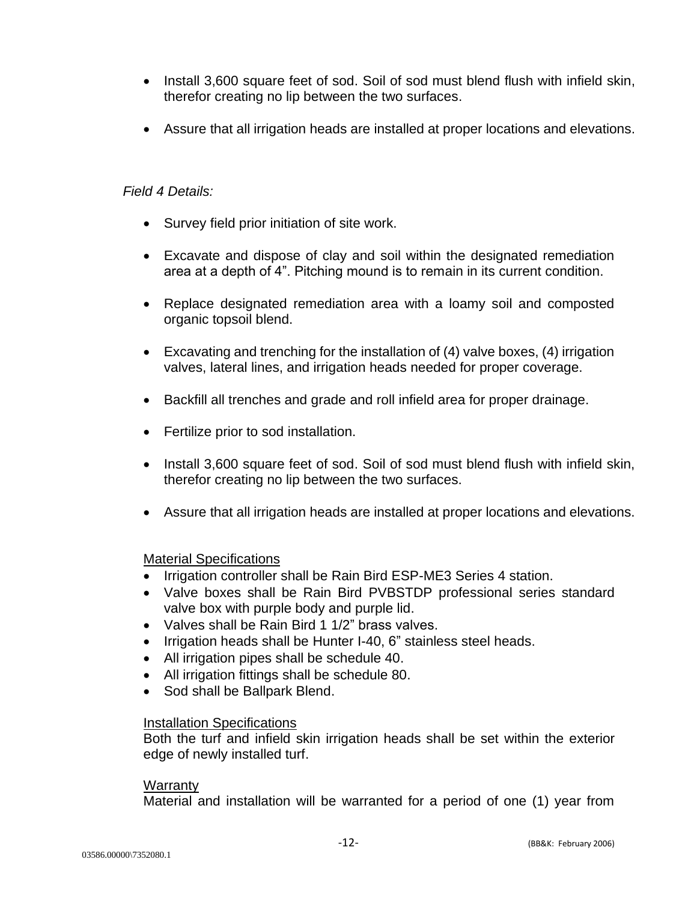- Install 3,600 square feet of sod. Soil of sod must blend flush with infield skin, therefor creating no lip between the two surfaces.

- Assure that all irrigation heads are installed at proper locations and elevations.

*Field 4 Details:*

- Survey field prior initiation of site work.

- Excavate and dispose of clay and soil within the designated remediation area at a depth of 4". Pitching mound is to remain in its current condition.

- Replace designated remediation area with a loamy soil and composted organic topsoil blend.

- Excavating and trenching for the installation of (4) valve boxes, (4) irrigation valves, lateral lines, and irrigation heads needed for proper coverage.

- Backfill all trenches and grade and roll infield area for proper drainage.

- Fertilize prior to sod installation.

- Install 3,600 square feet of sod. Soil of sod must blend flush with infield skin, therefor creating no lip between the two surfaces.

- Assure that all irrigation heads are installed at proper locations and elevations.

<u>Material Specifications</u>

- Irrigation controller shall be Rain Bird ESP-ME3 Series 4 station.
- Valve boxes shall be Rain Bird PVBSTDP professional series standard valve box with purple body and purple lid.
- Valves shall be Rain Bird 1 1/2" brass valves.
- Irrigation heads shall be Hunter I-40, 6" stainless steel heads.
- All irrigation pipes shall be schedule 40.
- All irrigation fittings shall be schedule 80.
- Sod shall be Ballpark Blend.

<u>Installation Specifications</u>

Both the turf and infield skin irrigation heads shall be set within the exterior edge of newly installed turf.

<u>Warranty</u>

Material and installation will be warranted for a period of one (1) year from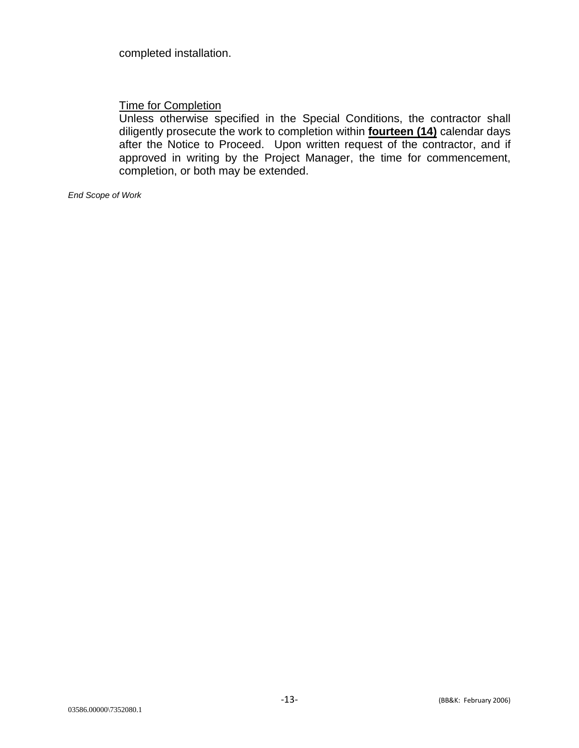completed installation.

Time for Completion

Unless otherwise specified in the Special Conditions, the contractor shall diligently prosecute the work to completion within **fourteen (14)** calendar days after the Notice to Proceed. Upon written request of the contractor, and if approved in writing by the Project Manager, the time for commencement, completion, or both may be extended.

*End Scope of Work*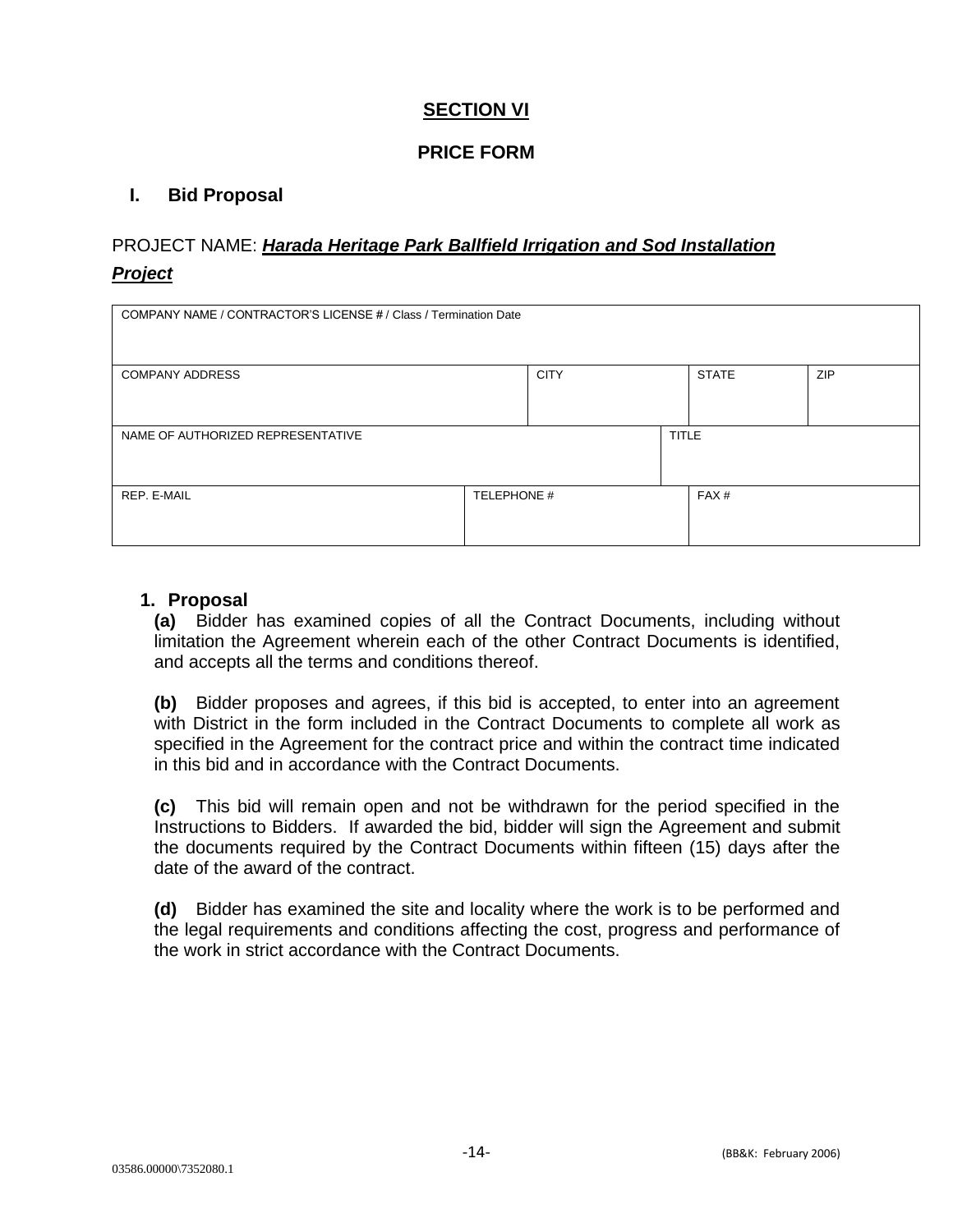## SECTION VI

## PRICE FORM

### I. Bid Proposal

PROJECT NAME: ***Harada Heritage Park Ballfield Irrigation and Sod Installation Project***

| COMPANY NAME / CONTRACTOR'S LICENSE # / Class / Termination Date | | | |
|---|---|---|---|
| COMPANY ADDRESS | CITY | STATE | ZIP |
| NAME OF AUTHORIZED REPRESENTATIVE | | TITLE | |
| REP. E-MAIL | TELEPHONE # | FAX # | |

**1. Proposal**

**(a)** Bidder has examined copies of all the Contract Documents, including without limitation the Agreement wherein each of the other Contract Documents is identified, and accepts all the terms and conditions thereof.

**(b)** Bidder proposes and agrees, if this bid is accepted, to enter into an agreement with District in the form included in the Contract Documents to complete all work as specified in the Agreement for the contract price and within the contract time indicated in this bid and in accordance with the Contract Documents.

**(c)** This bid will remain open and not be withdrawn for the period specified in the Instructions to Bidders. If awarded the bid, bidder will sign the Agreement and submit the documents required by the Contract Documents within fifteen (15) days after the date of the award of the contract.

**(d)** Bidder has examined the site and locality where the work is to be performed and the legal requirements and conditions affecting the cost, progress and performance of the work in strict accordance with the Contract Documents.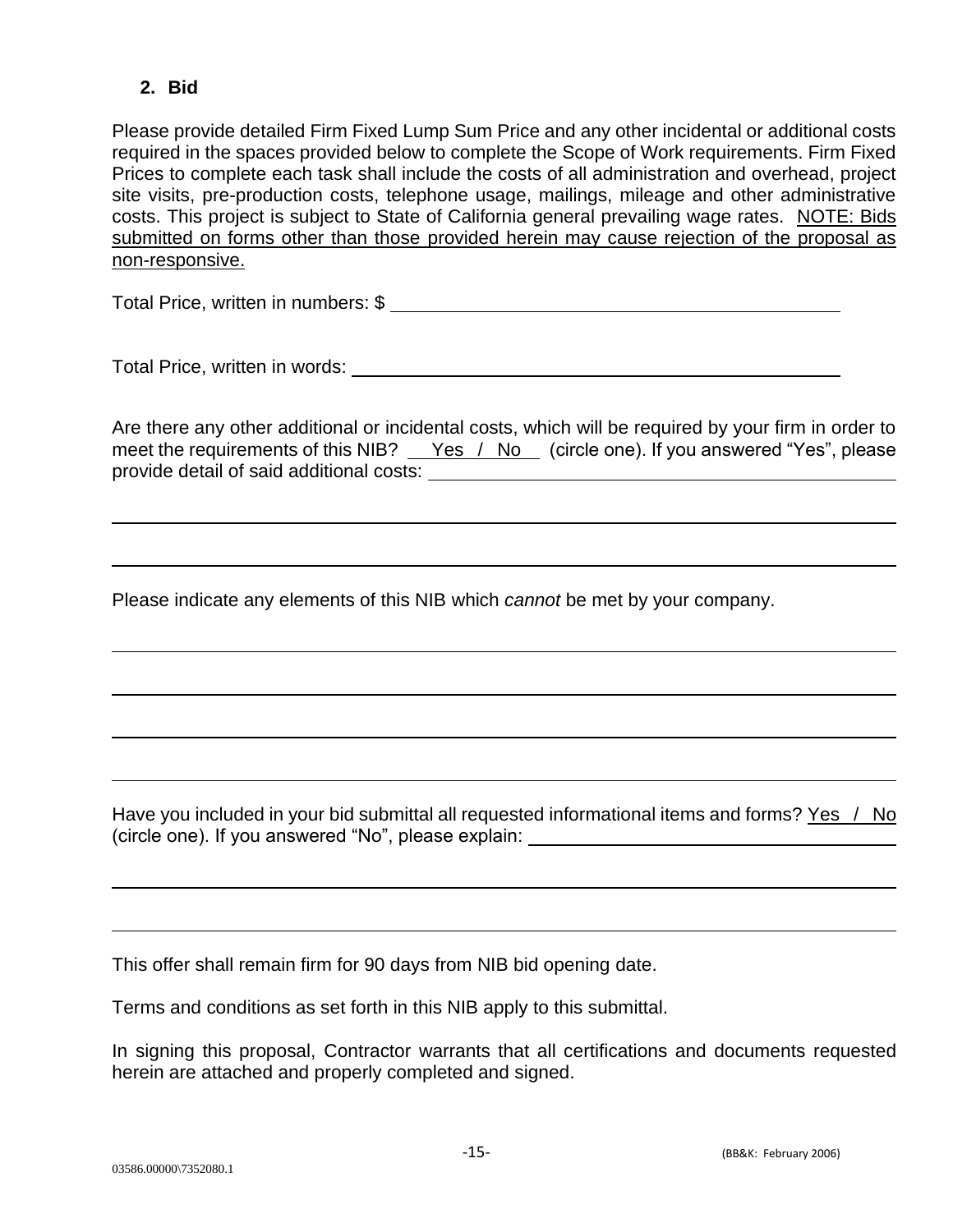## 2. Bid

Please provide detailed Firm Fixed Lump Sum Price and any other incidental or additional costs required in the spaces provided below to complete the Scope of Work requirements. Firm Fixed Prices to complete each task shall include the costs of all administration and overhead, project site visits, pre-production costs, telephone usage, mailings, mileage and other administrative costs. This project is subject to State of California general prevailing wage rates. <u>NOTE: Bids submitted on forms other than those provided herein may cause rejection of the proposal as non-responsive.</u>

Total Price, written in numbers: $ ______________________________________________

Total Price, written in words: ________________________________________________

Are there any other additional or incidental costs, which will be required by your firm in order to meet the requirements of this NIB? __Yes / No__ (circle one). If you answered "Yes", please provide detail of said additional costs: ________________________________________________

______________________________________________________________________________

______________________________________________________________________________

Please indicate any elements of this NIB which *cannot* be met by your company.

______________________________________________________________________________

______________________________________________________________________________

______________________________________________________________________________

______________________________________________________________________________

Have you included in your bid submittal all requested informational items and forms? <u>Yes / No</u> (circle one). If you answered "No", please explain: ______________________________________

______________________________________________________________________________

______________________________________________________________________________

This offer shall remain firm for 90 days from NIB bid opening date.

Terms and conditions as set forth in this NIB apply to this submittal.

In signing this proposal, Contractor warrants that all certifications and documents requested herein are attached and properly completed and signed.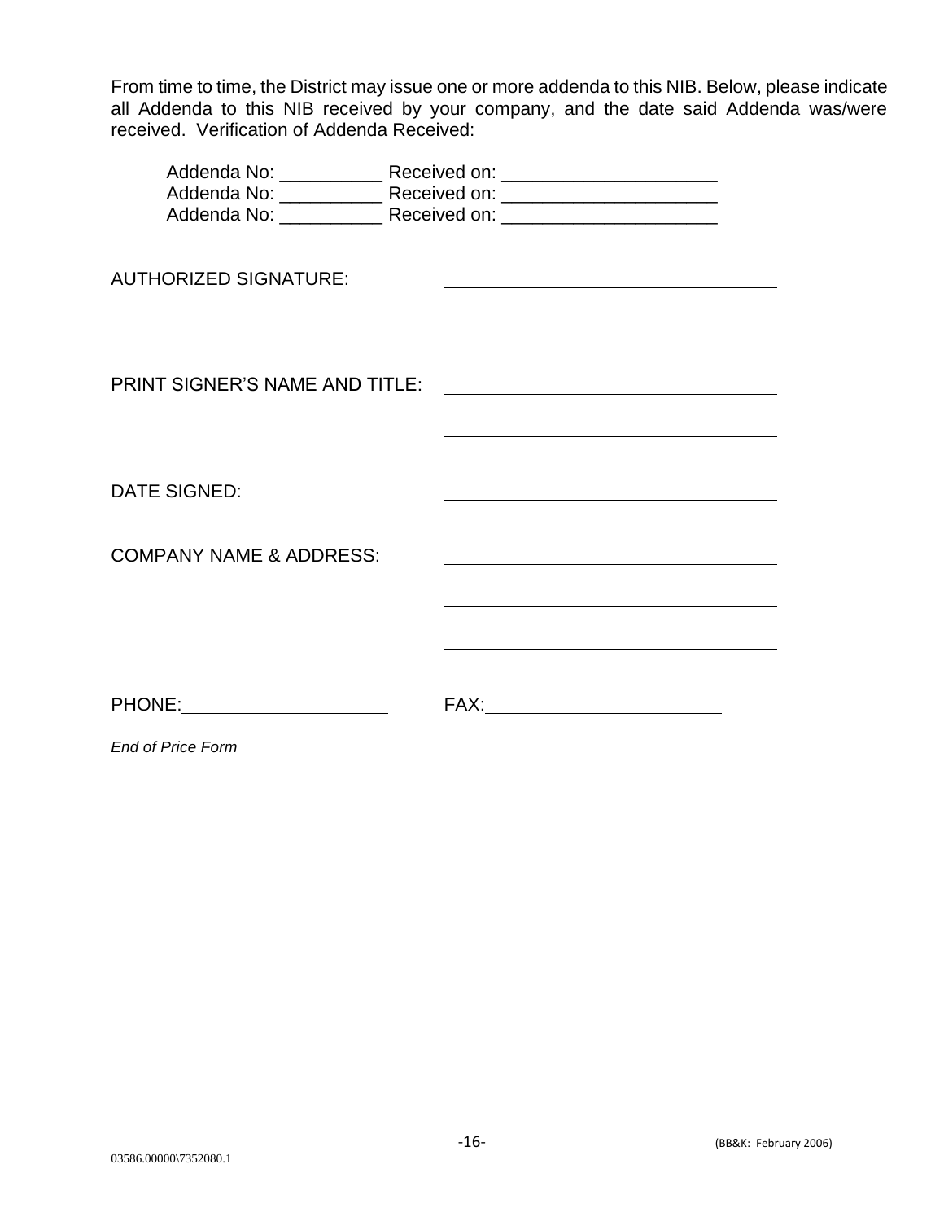From time to time, the District may issue one or more addenda to this NIB. Below, please indicate all Addenda to this NIB received by your company, and the date said Addenda was/were received. Verification of Addenda Received:

Addenda No: __________ Received on: _____________________
Addenda No: __________ Received on: _____________________
Addenda No: __________ Received on: _____________________

AUTHORIZED SIGNATURE: ______________________________

PRINT SIGNER'S NAME AND TITLE: ______________________________

______________________________

DATE SIGNED: ______________________________

COMPANY NAME & ADDRESS: ______________________________

______________________________

______________________________

PHONE: ____________________ FAX: ______________________

*End of Price Form*

03586.00000\7352080.1

(BB&K: February 2006)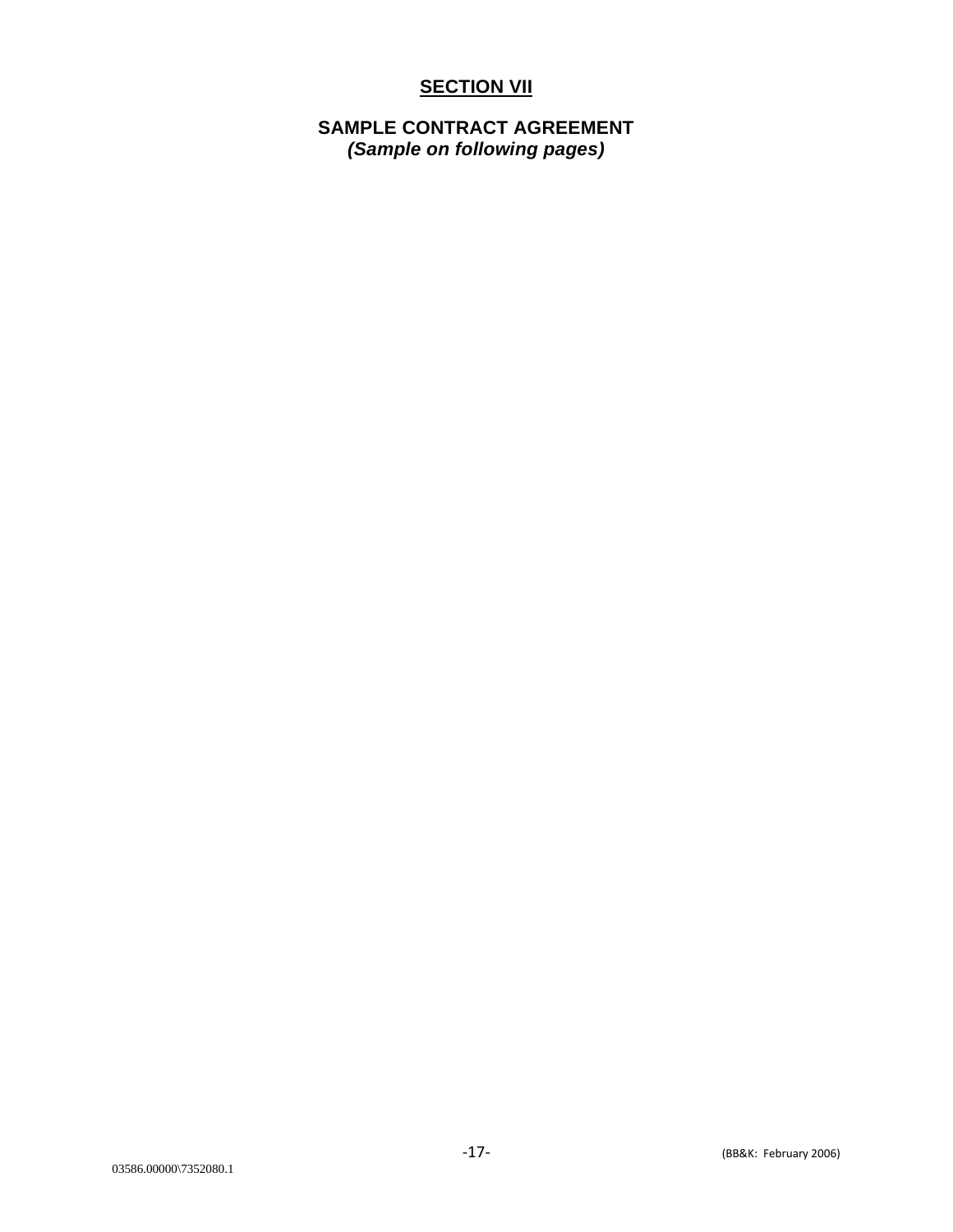## SECTION VII

### SAMPLE CONTRACT AGREEMENT

***(Sample on following pages)***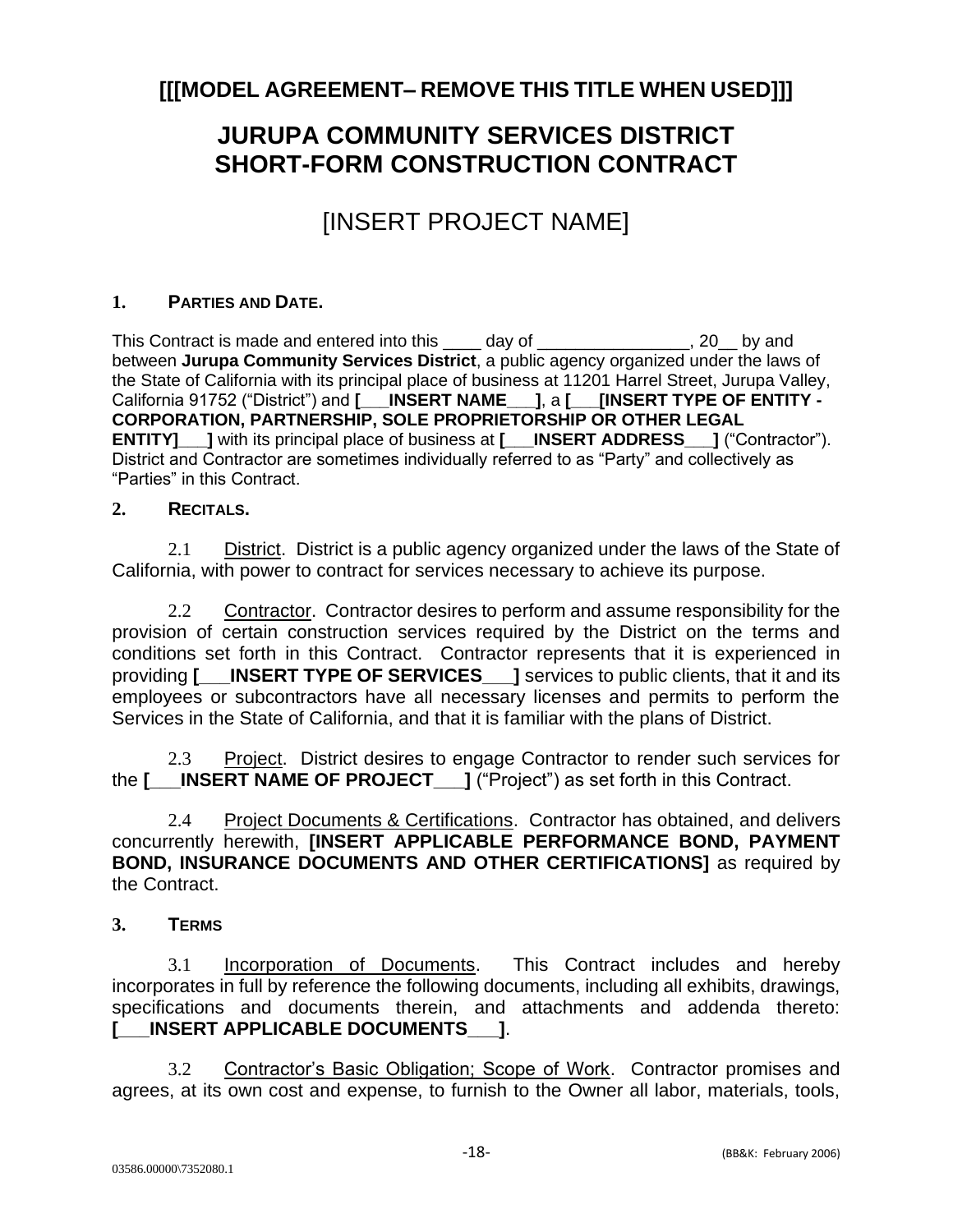# [[[MODEL AGREEMENT– REMOVE THIS TITLE WHEN USED]]]

# JURUPA COMMUNITY SERVICES DISTRICT SHORT-FORM CONSTRUCTION CONTRACT

## [INSERT PROJECT NAME]

### 1. PARTIES AND DATE.

This Contract is made and entered into this ____ day of ________________, 20__ by and between **Jurupa Community Services District**, a public agency organized under the laws of the State of California with its principal place of business at 11201 Harrel Street, Jurupa Valley, California 91752 ("District") and **[___INSERT NAME___]**, a **[___[INSERT TYPE OF ENTITY - CORPORATION, PARTNERSHIP, SOLE PROPRIETORSHIP OR OTHER LEGAL ENTITY]___]** with its principal place of business at **[___INSERT ADDRESS___]** ("Contractor"). District and Contractor are sometimes individually referred to as "Party" and collectively as "Parties" in this Contract.

### 2. RECITALS.

2.1 District. District is a public agency organized under the laws of the State of California, with power to contract for services necessary to achieve its purpose.

2.2 Contractor. Contractor desires to perform and assume responsibility for the provision of certain construction services required by the District on the terms and conditions set forth in this Contract. Contractor represents that it is experienced in providing **[___INSERT TYPE OF SERVICES___]** services to public clients, that it and its employees or subcontractors have all necessary licenses and permits to perform the Services in the State of California, and that it is familiar with the plans of District.

2.3 Project. District desires to engage Contractor to render such services for the **[___INSERT NAME OF PROJECT___]** ("Project") as set forth in this Contract.

2.4 Project Documents & Certifications. Contractor has obtained, and delivers concurrently herewith, **[INSERT APPLICABLE PERFORMANCE BOND, PAYMENT BOND, INSURANCE DOCUMENTS AND OTHER CERTIFICATIONS]** as required by the Contract.

### 3. TERMS

3.1 Incorporation of Documents. This Contract includes and hereby incorporates in full by reference the following documents, including all exhibits, drawings, specifications and documents therein, and attachments and addenda thereto: **[___INSERT APPLICABLE DOCUMENTS___]**.

3.2 Contractor's Basic Obligation; Scope of Work. Contractor promises and agrees, at its own cost and expense, to furnish to the Owner all labor, materials, tools,

03586.00000\7352080.1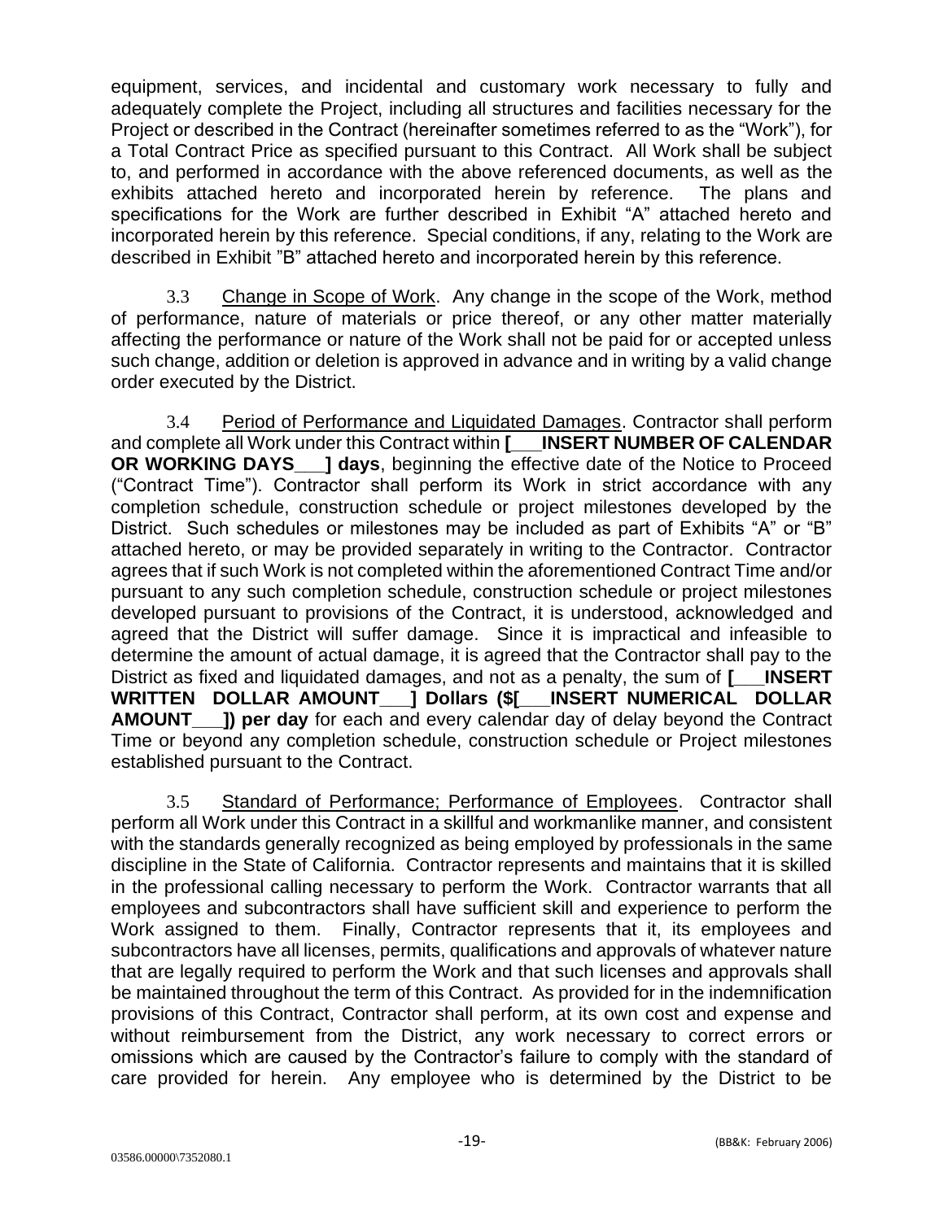equipment, services, and incidental and customary work necessary to fully and adequately complete the Project, including all structures and facilities necessary for the Project or described in the Contract (hereinafter sometimes referred to as the "Work"), for a Total Contract Price as specified pursuant to this Contract. All Work shall be subject to, and performed in accordance with the above referenced documents, as well as the exhibits attached hereto and incorporated herein by reference. The plans and specifications for the Work are further described in Exhibit "A" attached hereto and incorporated herein by this reference. Special conditions, if any, relating to the Work are described in Exhibit "B" attached hereto and incorporated herein by this reference.

3.3 Change in Scope of Work. Any change in the scope of the Work, method of performance, nature of materials or price thereof, or any other matter materially affecting the performance or nature of the Work shall not be paid for or accepted unless such change, addition or deletion is approved in advance and in writing by a valid change order executed by the District.

3.4 Period of Performance and Liquidated Damages. Contractor shall perform and complete all Work under this Contract within **[___INSERT NUMBER OF CALENDAR OR WORKING DAYS___] days**, beginning the effective date of the Notice to Proceed ("Contract Time"). Contractor shall perform its Work in strict accordance with any completion schedule, construction schedule or project milestones developed by the District. Such schedules or milestones may be included as part of Exhibits "A" or "B" attached hereto, or may be provided separately in writing to the Contractor. Contractor agrees that if such Work is not completed within the aforementioned Contract Time and/or pursuant to any such completion schedule, construction schedule or project milestones developed pursuant to provisions of the Contract, it is understood, acknowledged and agreed that the District will suffer damage. Since it is impractical and infeasible to determine the amount of actual damage, it is agreed that the Contractor shall pay to the District as fixed and liquidated damages, and not as a penalty, the sum of **[___INSERT WRITTEN DOLLAR AMOUNT___] Dollars ($[___INSERT NUMERICAL DOLLAR AMOUNT___]) per day** for each and every calendar day of delay beyond the Contract Time or beyond any completion schedule, construction schedule or Project milestones established pursuant to the Contract.

3.5 Standard of Performance; Performance of Employees. Contractor shall perform all Work under this Contract in a skillful and workmanlike manner, and consistent with the standards generally recognized as being employed by professionals in the same discipline in the State of California. Contractor represents and maintains that it is skilled in the professional calling necessary to perform the Work. Contractor warrants that all employees and subcontractors shall have sufficient skill and experience to perform the Work assigned to them. Finally, Contractor represents that it, its employees and subcontractors have all licenses, permits, qualifications and approvals of whatever nature that are legally required to perform the Work and that such licenses and approvals shall be maintained throughout the term of this Contract. As provided for in the indemnification provisions of this Contract, Contractor shall perform, at its own cost and expense and without reimbursement from the District, any work necessary to correct errors or omissions which are caused by the Contractor's failure to comply with the standard of care provided for herein. Any employee who is determined by the District to be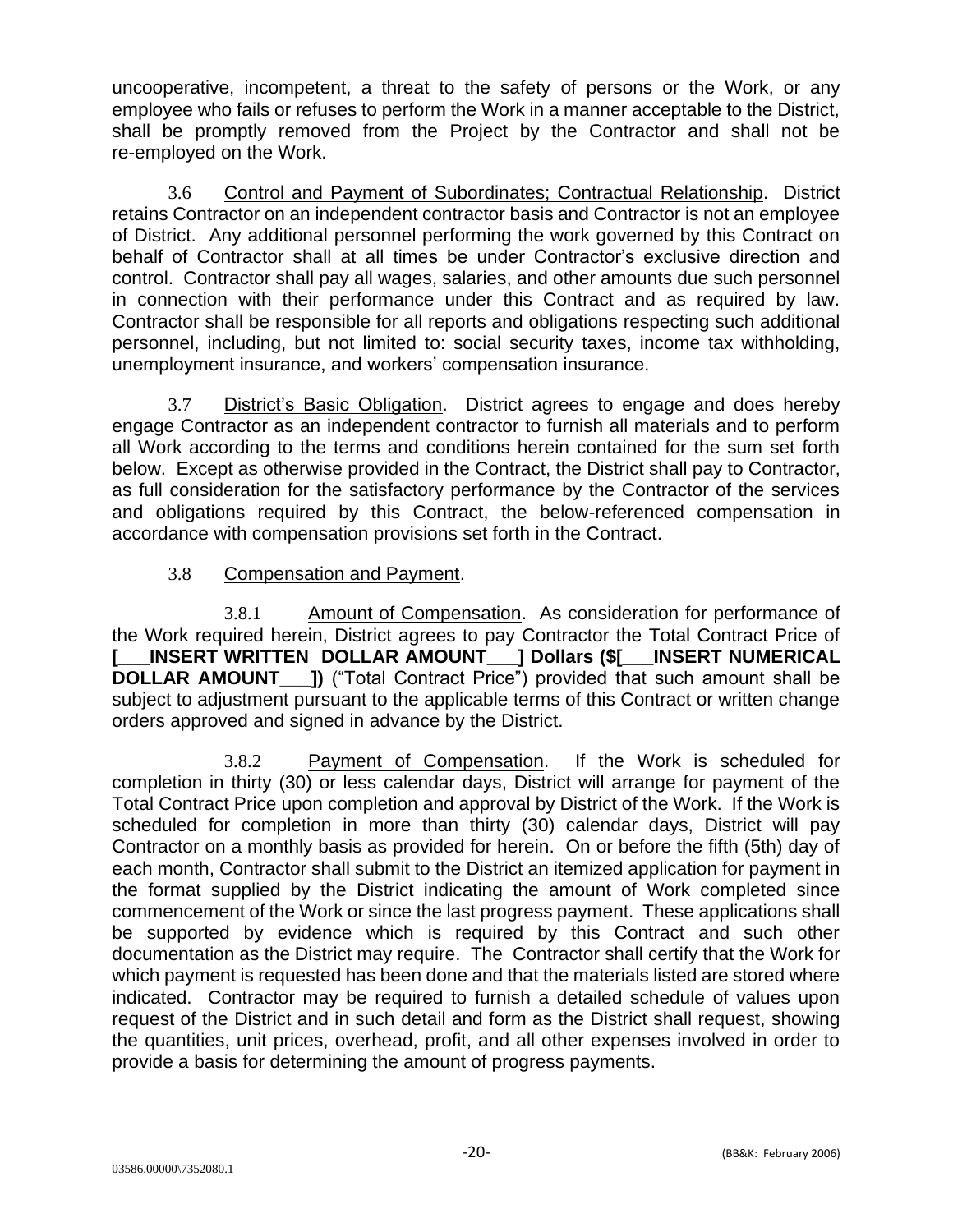uncooperative, incompetent, a threat to the safety of persons or the Work, or any employee who fails or refuses to perform the Work in a manner acceptable to the District, shall be promptly removed from the Project by the Contractor and shall not be re-employed on the Work.

3.6 Control and Payment of Subordinates; Contractual Relationship. District retains Contractor on an independent contractor basis and Contractor is not an employee of District. Any additional personnel performing the work governed by this Contract on behalf of Contractor shall at all times be under Contractor's exclusive direction and control. Contractor shall pay all wages, salaries, and other amounts due such personnel in connection with their performance under this Contract and as required by law. Contractor shall be responsible for all reports and obligations respecting such additional personnel, including, but not limited to: social security taxes, income tax withholding, unemployment insurance, and workers' compensation insurance.

3.7 District's Basic Obligation. District agrees to engage and does hereby engage Contractor as an independent contractor to furnish all materials and to perform all Work according to the terms and conditions herein contained for the sum set forth below. Except as otherwise provided in the Contract, the District shall pay to Contractor, as full consideration for the satisfactory performance by the Contractor of the services and obligations required by this Contract, the below-referenced compensation in accordance with compensation provisions set forth in the Contract.

3.8 Compensation and Payment.

3.8.1 Amount of Compensation. As consideration for performance of the Work required herein, District agrees to pay Contractor the Total Contract Price of **[___INSERT WRITTEN DOLLAR AMOUNT___] Dollars ($[___INSERT NUMERICAL DOLLAR AMOUNT___])** ("Total Contract Price") provided that such amount shall be subject to adjustment pursuant to the applicable terms of this Contract or written change orders approved and signed in advance by the District.

3.8.2 Payment of Compensation. If the Work is scheduled for completion in thirty (30) or less calendar days, District will arrange for payment of the Total Contract Price upon completion and approval by District of the Work. If the Work is scheduled for completion in more than thirty (30) calendar days, District will pay Contractor on a monthly basis as provided for herein. On or before the fifth (5th) day of each month, Contractor shall submit to the District an itemized application for payment in the format supplied by the District indicating the amount of Work completed since commencement of the Work or since the last progress payment. These applications shall be supported by evidence which is required by this Contract and such other documentation as the District may require. The Contractor shall certify that the Work for which payment is requested has been done and that the materials listed are stored where indicated. Contractor may be required to furnish a detailed schedule of values upon request of the District and in such detail and form as the District shall request, showing the quantities, unit prices, overhead, profit, and all other expenses involved in order to provide a basis for determining the amount of progress payments.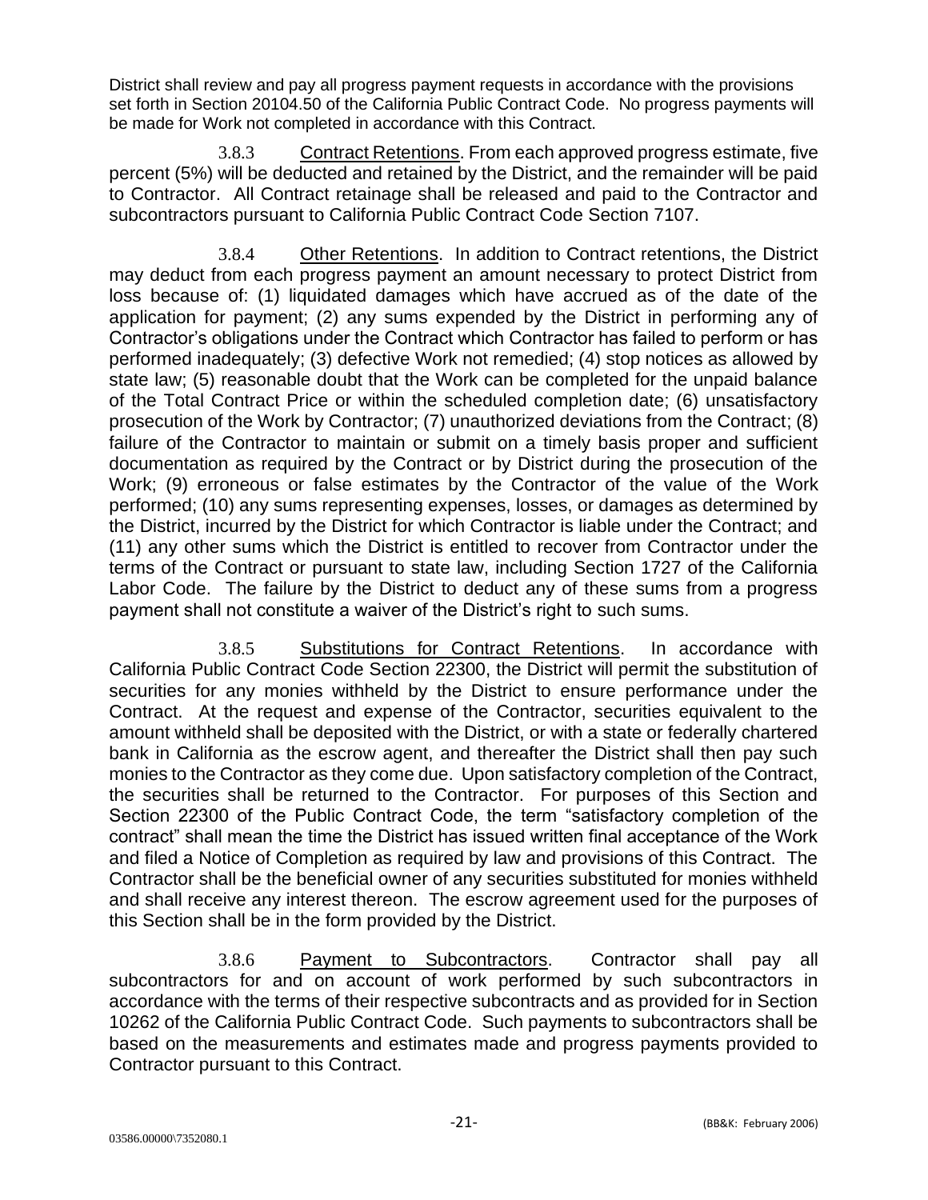District shall review and pay all progress payment requests in accordance with the provisions set forth in Section 20104.50 of the California Public Contract Code. No progress payments will be made for Work not completed in accordance with this Contract.

3.8.3 Contract Retentions. From each approved progress estimate, five percent (5%) will be deducted and retained by the District, and the remainder will be paid to Contractor. All Contract retainage shall be released and paid to the Contractor and subcontractors pursuant to California Public Contract Code Section 7107.

3.8.4 Other Retentions. In addition to Contract retentions, the District may deduct from each progress payment an amount necessary to protect District from loss because of: (1) liquidated damages which have accrued as of the date of the application for payment; (2) any sums expended by the District in performing any of Contractor's obligations under the Contract which Contractor has failed to perform or has performed inadequately; (3) defective Work not remedied; (4) stop notices as allowed by state law; (5) reasonable doubt that the Work can be completed for the unpaid balance of the Total Contract Price or within the scheduled completion date; (6) unsatisfactory prosecution of the Work by Contractor; (7) unauthorized deviations from the Contract; (8) failure of the Contractor to maintain or submit on a timely basis proper and sufficient documentation as required by the Contract or by District during the prosecution of the Work; (9) erroneous or false estimates by the Contractor of the value of the Work performed; (10) any sums representing expenses, losses, or damages as determined by the District, incurred by the District for which Contractor is liable under the Contract; and (11) any other sums which the District is entitled to recover from Contractor under the terms of the Contract or pursuant to state law, including Section 1727 of the California Labor Code. The failure by the District to deduct any of these sums from a progress payment shall not constitute a waiver of the District's right to such sums.

3.8.5 Substitutions for Contract Retentions. In accordance with California Public Contract Code Section 22300, the District will permit the substitution of securities for any monies withheld by the District to ensure performance under the Contract. At the request and expense of the Contractor, securities equivalent to the amount withheld shall be deposited with the District, or with a state or federally chartered bank in California as the escrow agent, and thereafter the District shall then pay such monies to the Contractor as they come due. Upon satisfactory completion of the Contract, the securities shall be returned to the Contractor. For purposes of this Section and Section 22300 of the Public Contract Code, the term "satisfactory completion of the contract" shall mean the time the District has issued written final acceptance of the Work and filed a Notice of Completion as required by law and provisions of this Contract. The Contractor shall be the beneficial owner of any securities substituted for monies withheld and shall receive any interest thereon. The escrow agreement used for the purposes of this Section shall be in the form provided by the District.

3.8.6 Payment to Subcontractors. Contractor shall pay all subcontractors for and on account of work performed by such subcontractors in accordance with the terms of their respective subcontracts and as provided for in Section 10262 of the California Public Contract Code. Such payments to subcontractors shall be based on the measurements and estimates made and progress payments provided to Contractor pursuant to this Contract.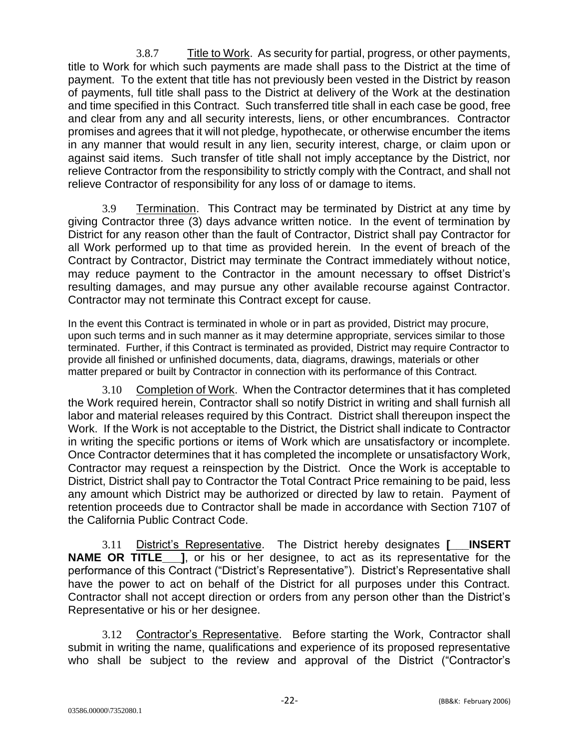3.8.7 Title to Work. As security for partial, progress, or other payments, title to Work for which such payments are made shall pass to the District at the time of payment. To the extent that title has not previously been vested in the District by reason of payments, full title shall pass to the District at delivery of the Work at the destination and time specified in this Contract. Such transferred title shall in each case be good, free and clear from any and all security interests, liens, or other encumbrances. Contractor promises and agrees that it will not pledge, hypothecate, or otherwise encumber the items in any manner that would result in any lien, security interest, charge, or claim upon or against said items. Such transfer of title shall not imply acceptance by the District, nor relieve Contractor from the responsibility to strictly comply with the Contract, and shall not relieve Contractor of responsibility for any loss of or damage to items.

3.9 Termination. This Contract may be terminated by District at any time by giving Contractor three (3) days advance written notice. In the event of termination by District for any reason other than the fault of Contractor, District shall pay Contractor for all Work performed up to that time as provided herein. In the event of breach of the Contract by Contractor, District may terminate the Contract immediately without notice, may reduce payment to the Contractor in the amount necessary to offset District's resulting damages, and may pursue any other available recourse against Contractor. Contractor may not terminate this Contract except for cause.

In the event this Contract is terminated in whole or in part as provided, District may procure, upon such terms and in such manner as it may determine appropriate, services similar to those terminated. Further, if this Contract is terminated as provided, District may require Contractor to provide all finished or unfinished documents, data, diagrams, drawings, materials or other matter prepared or built by Contractor in connection with its performance of this Contract.

3.10 Completion of Work. When the Contractor determines that it has completed the Work required herein, Contractor shall so notify District in writing and shall furnish all labor and material releases required by this Contract. District shall thereupon inspect the Work. If the Work is not acceptable to the District, the District shall indicate to Contractor in writing the specific portions or items of Work which are unsatisfactory or incomplete. Once Contractor determines that it has completed the incomplete or unsatisfactory Work, Contractor may request a reinspection by the District. Once the Work is acceptable to District, District shall pay to Contractor the Total Contract Price remaining to be paid, less any amount which District may be authorized or directed by law to retain. Payment of retention proceeds due to Contractor shall be made in accordance with Section 7107 of the California Public Contract Code.

3.11 District's Representative. The District hereby designates **[___INSERT NAME OR TITLE___]**, or his or her designee, to act as its representative for the performance of this Contract ("District's Representative"). District's Representative shall have the power to act on behalf of the District for all purposes under this Contract. Contractor shall not accept direction or orders from any person other than the District's Representative or his or her designee.

3.12 Contractor's Representative. Before starting the Work, Contractor shall submit in writing the name, qualifications and experience of its proposed representative who shall be subject to the review and approval of the District ("Contractor's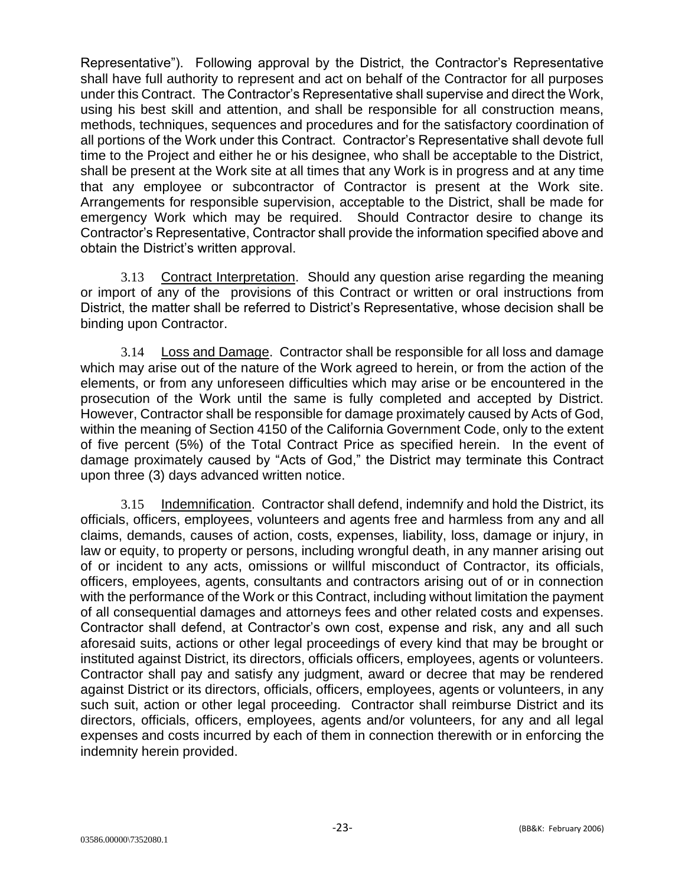Representative"). Following approval by the District, the Contractor's Representative shall have full authority to represent and act on behalf of the Contractor for all purposes under this Contract. The Contractor's Representative shall supervise and direct the Work, using his best skill and attention, and shall be responsible for all construction means, methods, techniques, sequences and procedures and for the satisfactory coordination of all portions of the Work under this Contract. Contractor's Representative shall devote full time to the Project and either he or his designee, who shall be acceptable to the District, shall be present at the Work site at all times that any Work is in progress and at any time that any employee or subcontractor of Contractor is present at the Work site. Arrangements for responsible supervision, acceptable to the District, shall be made for emergency Work which may be required. Should Contractor desire to change its Contractor's Representative, Contractor shall provide the information specified above and obtain the District's written approval.

3.13 Contract Interpretation. Should any question arise regarding the meaning or import of any of the provisions of this Contract or written or oral instructions from District, the matter shall be referred to District's Representative, whose decision shall be binding upon Contractor.

3.14 Loss and Damage. Contractor shall be responsible for all loss and damage which may arise out of the nature of the Work agreed to herein, or from the action of the elements, or from any unforeseen difficulties which may arise or be encountered in the prosecution of the Work until the same is fully completed and accepted by District. However, Contractor shall be responsible for damage proximately caused by Acts of God, within the meaning of Section 4150 of the California Government Code, only to the extent of five percent (5%) of the Total Contract Price as specified herein. In the event of damage proximately caused by "Acts of God," the District may terminate this Contract upon three (3) days advanced written notice.

3.15 Indemnification. Contractor shall defend, indemnify and hold the District, its officials, officers, employees, volunteers and agents free and harmless from any and all claims, demands, causes of action, costs, expenses, liability, loss, damage or injury, in law or equity, to property or persons, including wrongful death, in any manner arising out of or incident to any acts, omissions or willful misconduct of Contractor, its officials, officers, employees, agents, consultants and contractors arising out of or in connection with the performance of the Work or this Contract, including without limitation the payment of all consequential damages and attorneys fees and other related costs and expenses. Contractor shall defend, at Contractor's own cost, expense and risk, any and all such aforesaid suits, actions or other legal proceedings of every kind that may be brought or instituted against District, its directors, officials officers, employees, agents or volunteers. Contractor shall pay and satisfy any judgment, award or decree that may be rendered against District or its directors, officials, officers, employees, agents or volunteers, in any such suit, action or other legal proceeding. Contractor shall reimburse District and its directors, officials, officers, employees, agents and/or volunteers, for any and all legal expenses and costs incurred by each of them in connection therewith or in enforcing the indemnity herein provided.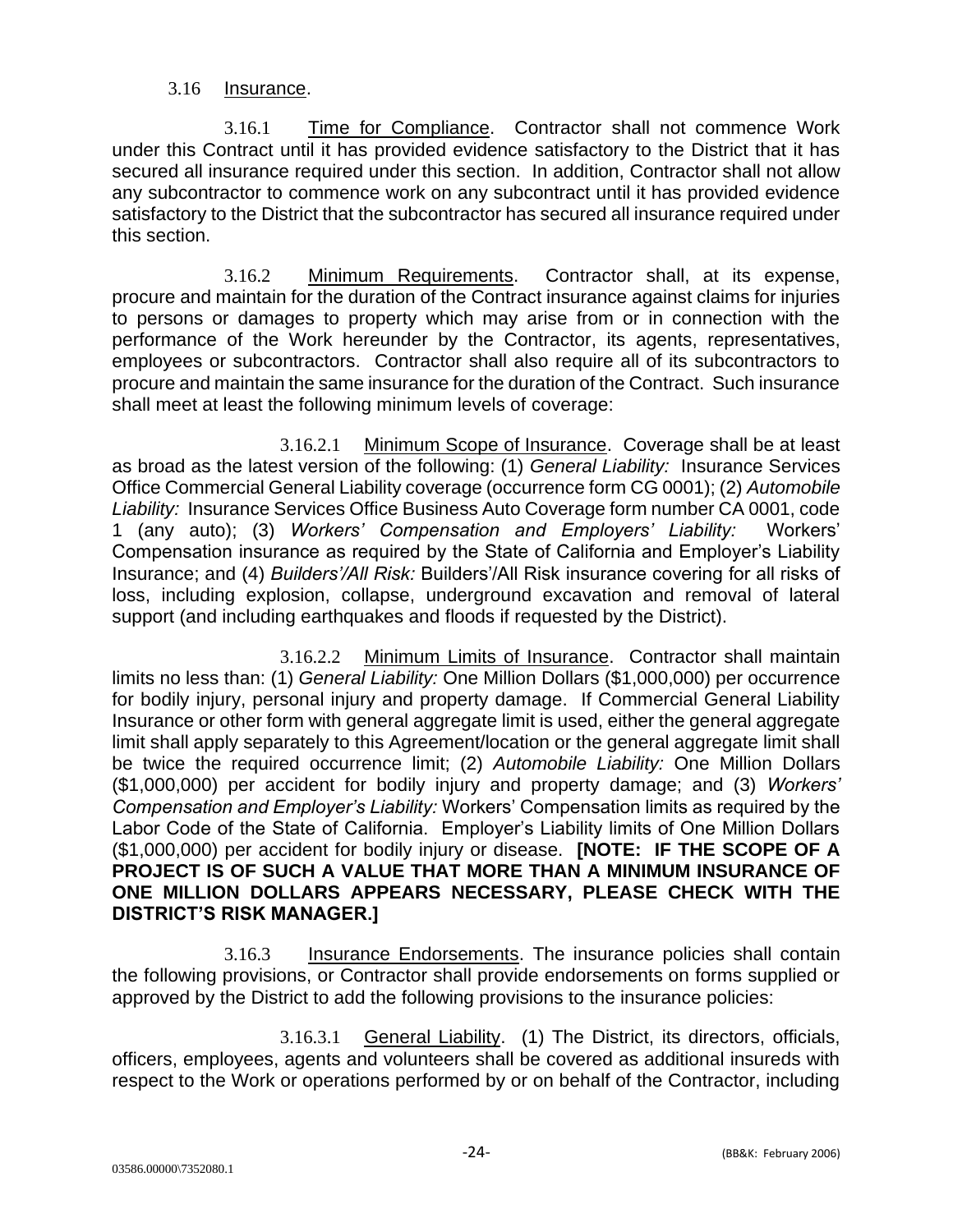3.16 Insurance.

3.16.1 Time for Compliance. Contractor shall not commence Work under this Contract until it has provided evidence satisfactory to the District that it has secured all insurance required under this section. In addition, Contractor shall not allow any subcontractor to commence work on any subcontract until it has provided evidence satisfactory to the District that the subcontractor has secured all insurance required under this section.

3.16.2 Minimum Requirements. Contractor shall, at its expense, procure and maintain for the duration of the Contract insurance against claims for injuries to persons or damages to property which may arise from or in connection with the performance of the Work hereunder by the Contractor, its agents, representatives, employees or subcontractors. Contractor shall also require all of its subcontractors to procure and maintain the same insurance for the duration of the Contract. Such insurance shall meet at least the following minimum levels of coverage:

3.16.2.1 Minimum Scope of Insurance. Coverage shall be at least as broad as the latest version of the following: (1) *General Liability:* Insurance Services Office Commercial General Liability coverage (occurrence form CG 0001); (2) *Automobile Liability:* Insurance Services Office Business Auto Coverage form number CA 0001, code 1 (any auto); (3) *Workers' Compensation and Employers' Liability:* Workers' Compensation insurance as required by the State of California and Employer's Liability Insurance; and (4) *Builders'/All Risk:* Builders'/All Risk insurance covering for all risks of loss, including explosion, collapse, underground excavation and removal of lateral support (and including earthquakes and floods if requested by the District).

3.16.2.2 Minimum Limits of Insurance. Contractor shall maintain limits no less than: (1) *General Liability:* One Million Dollars ($1,000,000) per occurrence for bodily injury, personal injury and property damage. If Commercial General Liability Insurance or other form with general aggregate limit is used, either the general aggregate limit shall apply separately to this Agreement/location or the general aggregate limit shall be twice the required occurrence limit; (2) *Automobile Liability:* One Million Dollars ($1,000,000) per accident for bodily injury and property damage; and (3) *Workers' Compensation and Employer's Liability:* Workers' Compensation limits as required by the Labor Code of the State of California. Employer's Liability limits of One Million Dollars ($1,000,000) per accident for bodily injury or disease. **[NOTE: IF THE SCOPE OF A PROJECT IS OF SUCH A VALUE THAT MORE THAN A MINIMUM INSURANCE OF ONE MILLION DOLLARS APPEARS NECESSARY, PLEASE CHECK WITH THE DISTRICT'S RISK MANAGER.]**

3.16.3 Insurance Endorsements. The insurance policies shall contain the following provisions, or Contractor shall provide endorsements on forms supplied or approved by the District to add the following provisions to the insurance policies:

3.16.3.1 General Liability. (1) The District, its directors, officials, officers, employees, agents and volunteers shall be covered as additional insureds with respect to the Work or operations performed by or on behalf of the Contractor, including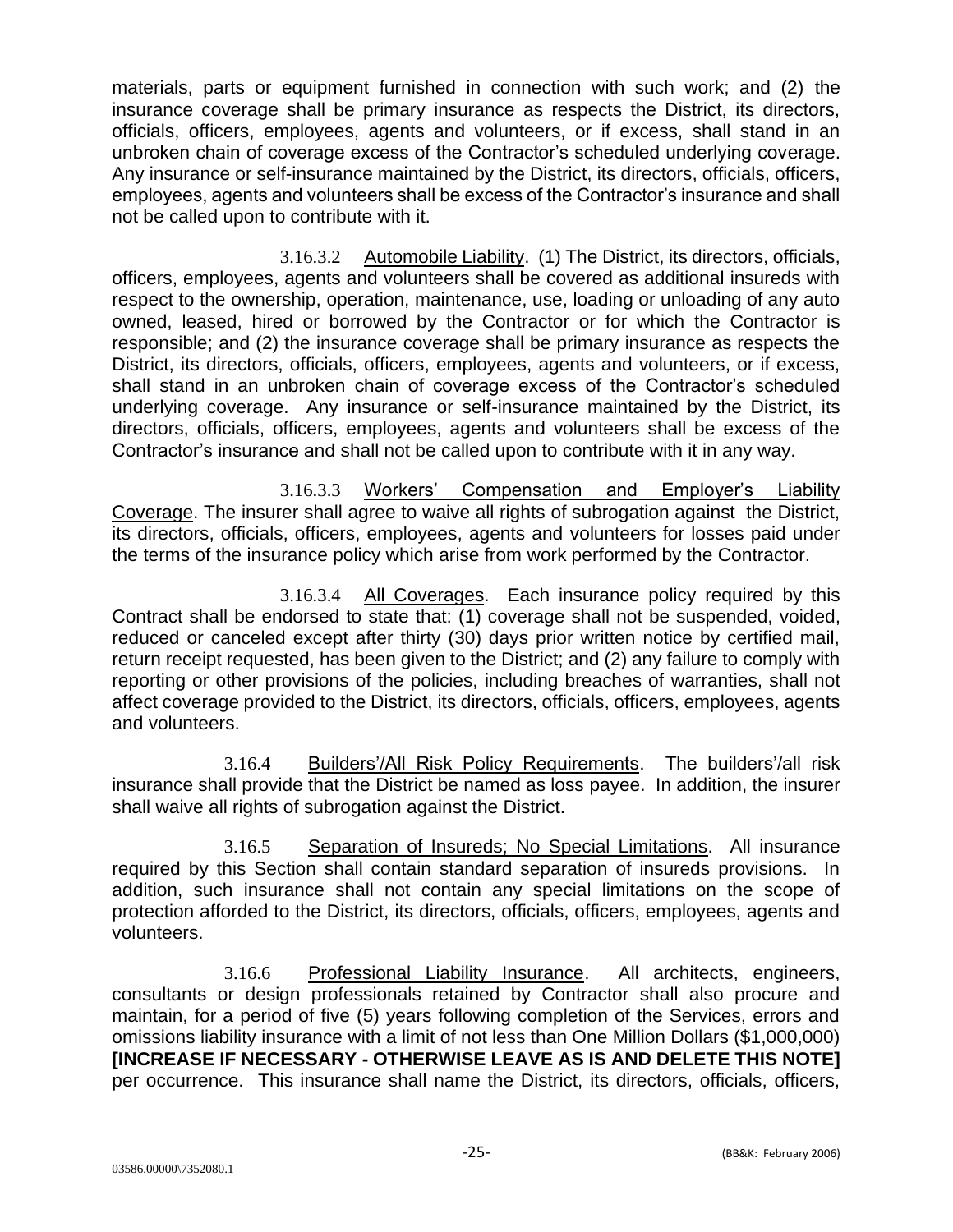materials, parts or equipment furnished in connection with such work; and (2) the insurance coverage shall be primary insurance as respects the District, its directors, officials, officers, employees, agents and volunteers, or if excess, shall stand in an unbroken chain of coverage excess of the Contractor's scheduled underlying coverage. Any insurance or self-insurance maintained by the District, its directors, officials, officers, employees, agents and volunteers shall be excess of the Contractor's insurance and shall not be called upon to contribute with it.

3.16.3.2 Automobile Liability. (1) The District, its directors, officials, officers, employees, agents and volunteers shall be covered as additional insureds with respect to the ownership, operation, maintenance, use, loading or unloading of any auto owned, leased, hired or borrowed by the Contractor or for which the Contractor is responsible; and (2) the insurance coverage shall be primary insurance as respects the District, its directors, officials, officers, employees, agents and volunteers, or if excess, shall stand in an unbroken chain of coverage excess of the Contractor's scheduled underlying coverage. Any insurance or self-insurance maintained by the District, its directors, officials, officers, employees, agents and volunteers shall be excess of the Contractor's insurance and shall not be called upon to contribute with it in any way.

3.16.3.3 Workers' Compensation and Employer's Liability Coverage. The insurer shall agree to waive all rights of subrogation against the District, its directors, officials, officers, employees, agents and volunteers for losses paid under the terms of the insurance policy which arise from work performed by the Contractor.

3.16.3.4 All Coverages. Each insurance policy required by this Contract shall be endorsed to state that: (1) coverage shall not be suspended, voided, reduced or canceled except after thirty (30) days prior written notice by certified mail, return receipt requested, has been given to the District; and (2) any failure to comply with reporting or other provisions of the policies, including breaches of warranties, shall not affect coverage provided to the District, its directors, officials, officers, employees, agents and volunteers.

3.16.4 Builders'/All Risk Policy Requirements. The builders'/all risk insurance shall provide that the District be named as loss payee. In addition, the insurer shall waive all rights of subrogation against the District.

3.16.5 Separation of Insureds; No Special Limitations. All insurance required by this Section shall contain standard separation of insureds provisions. In addition, such insurance shall not contain any special limitations on the scope of protection afforded to the District, its directors, officials, officers, employees, agents and volunteers.

3.16.6 Professional Liability Insurance. All architects, engineers, consultants or design professionals retained by Contractor shall also procure and maintain, for a period of five (5) years following completion of the Services, errors and omissions liability insurance with a limit of not less than One Million Dollars ($1,000,000) **[INCREASE IF NECESSARY - OTHERWISE LEAVE AS IS AND DELETE THIS NOTE]** per occurrence. This insurance shall name the District, its directors, officials, officers,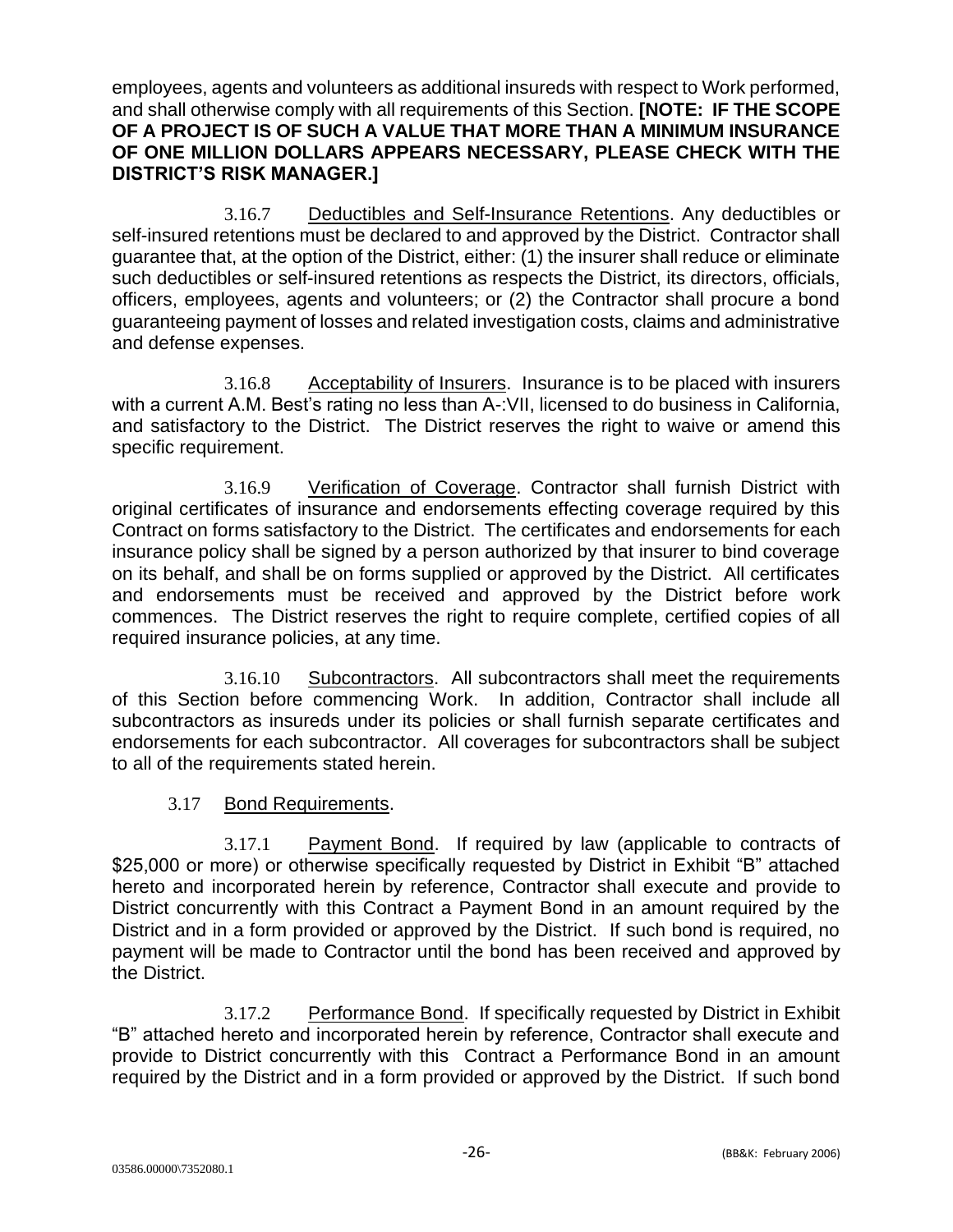employees, agents and volunteers as additional insureds with respect to Work performed, and shall otherwise comply with all requirements of this Section. **[NOTE: IF THE SCOPE OF A PROJECT IS OF SUCH A VALUE THAT MORE THAN A MINIMUM INSURANCE OF ONE MILLION DOLLARS APPEARS NECESSARY, PLEASE CHECK WITH THE DISTRICT'S RISK MANAGER.]**

3.16.7 Deductibles and Self-Insurance Retentions. Any deductibles or self-insured retentions must be declared to and approved by the District. Contractor shall guarantee that, at the option of the District, either: (1) the insurer shall reduce or eliminate such deductibles or self-insured retentions as respects the District, its directors, officials, officers, employees, agents and volunteers; or (2) the Contractor shall procure a bond guaranteeing payment of losses and related investigation costs, claims and administrative and defense expenses.

3.16.8 Acceptability of Insurers. Insurance is to be placed with insurers with a current A.M. Best's rating no less than A-:VII, licensed to do business in California, and satisfactory to the District. The District reserves the right to waive or amend this specific requirement.

3.16.9 Verification of Coverage. Contractor shall furnish District with original certificates of insurance and endorsements effecting coverage required by this Contract on forms satisfactory to the District. The certificates and endorsements for each insurance policy shall be signed by a person authorized by that insurer to bind coverage on its behalf, and shall be on forms supplied or approved by the District. All certificates and endorsements must be received and approved by the District before work commences. The District reserves the right to require complete, certified copies of all required insurance policies, at any time.

3.16.10 Subcontractors. All subcontractors shall meet the requirements of this Section before commencing Work. In addition, Contractor shall include all subcontractors as insureds under its policies or shall furnish separate certificates and endorsements for each subcontractor. All coverages for subcontractors shall be subject to all of the requirements stated herein.

3.17 Bond Requirements.

3.17.1 Payment Bond. If required by law (applicable to contracts of $25,000 or more) or otherwise specifically requested by District in Exhibit "B" attached hereto and incorporated herein by reference, Contractor shall execute and provide to District concurrently with this Contract a Payment Bond in an amount required by the District and in a form provided or approved by the District. If such bond is required, no payment will be made to Contractor until the bond has been received and approved by the District.

3.17.2 Performance Bond. If specifically requested by District in Exhibit "B" attached hereto and incorporated herein by reference, Contractor shall execute and provide to District concurrently with this Contract a Performance Bond in an amount required by the District and in a form provided or approved by the District. If such bond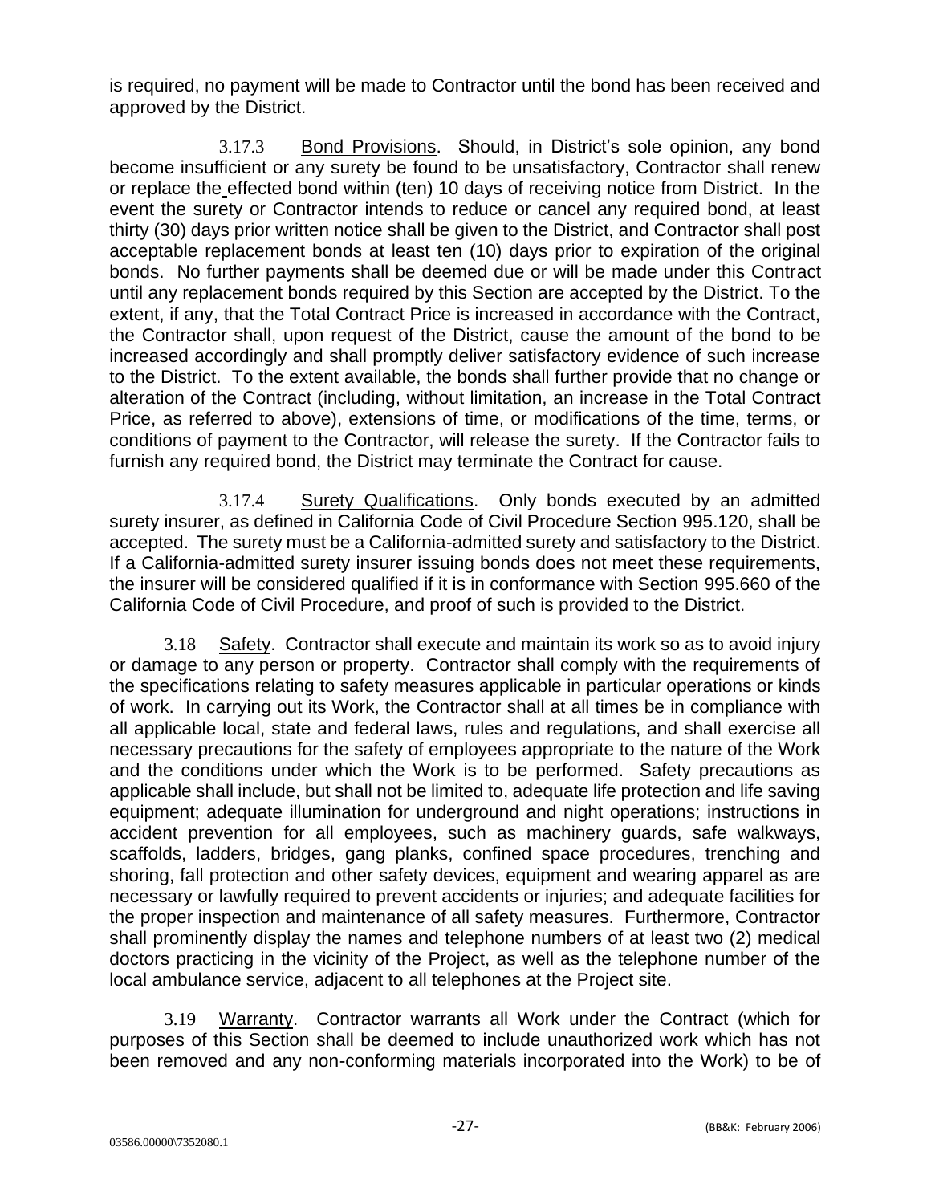is required, no payment will be made to Contractor until the bond has been received and approved by the District.

3.17.3 Bond Provisions. Should, in District's sole opinion, any bond become insufficient or any surety be found to be unsatisfactory, Contractor shall renew or replace the effected bond within (ten) 10 days of receiving notice from District. In the event the surety or Contractor intends to reduce or cancel any required bond, at least thirty (30) days prior written notice shall be given to the District, and Contractor shall post acceptable replacement bonds at least ten (10) days prior to expiration of the original bonds. No further payments shall be deemed due or will be made under this Contract until any replacement bonds required by this Section are accepted by the District. To the extent, if any, that the Total Contract Price is increased in accordance with the Contract, the Contractor shall, upon request of the District, cause the amount of the bond to be increased accordingly and shall promptly deliver satisfactory evidence of such increase to the District. To the extent available, the bonds shall further provide that no change or alteration of the Contract (including, without limitation, an increase in the Total Contract Price, as referred to above), extensions of time, or modifications of the time, terms, or conditions of payment to the Contractor, will release the surety. If the Contractor fails to furnish any required bond, the District may terminate the Contract for cause.

3.17.4 Surety Qualifications. Only bonds executed by an admitted surety insurer, as defined in California Code of Civil Procedure Section 995.120, shall be accepted. The surety must be a California-admitted surety and satisfactory to the District. If a California-admitted surety insurer issuing bonds does not meet these requirements, the insurer will be considered qualified if it is in conformance with Section 995.660 of the California Code of Civil Procedure, and proof of such is provided to the District.

3.18 Safety. Contractor shall execute and maintain its work so as to avoid injury or damage to any person or property. Contractor shall comply with the requirements of the specifications relating to safety measures applicable in particular operations or kinds of work. In carrying out its Work, the Contractor shall at all times be in compliance with all applicable local, state and federal laws, rules and regulations, and shall exercise all necessary precautions for the safety of employees appropriate to the nature of the Work and the conditions under which the Work is to be performed. Safety precautions as applicable shall include, but shall not be limited to, adequate life protection and life saving equipment; adequate illumination for underground and night operations; instructions in accident prevention for all employees, such as machinery guards, safe walkways, scaffolds, ladders, bridges, gang planks, confined space procedures, trenching and shoring, fall protection and other safety devices, equipment and wearing apparel as are necessary or lawfully required to prevent accidents or injuries; and adequate facilities for the proper inspection and maintenance of all safety measures. Furthermore, Contractor shall prominently display the names and telephone numbers of at least two (2) medical doctors practicing in the vicinity of the Project, as well as the telephone number of the local ambulance service, adjacent to all telephones at the Project site.

3.19 Warranty. Contractor warrants all Work under the Contract (which for purposes of this Section shall be deemed to include unauthorized work which has not been removed and any non-conforming materials incorporated into the Work) to be of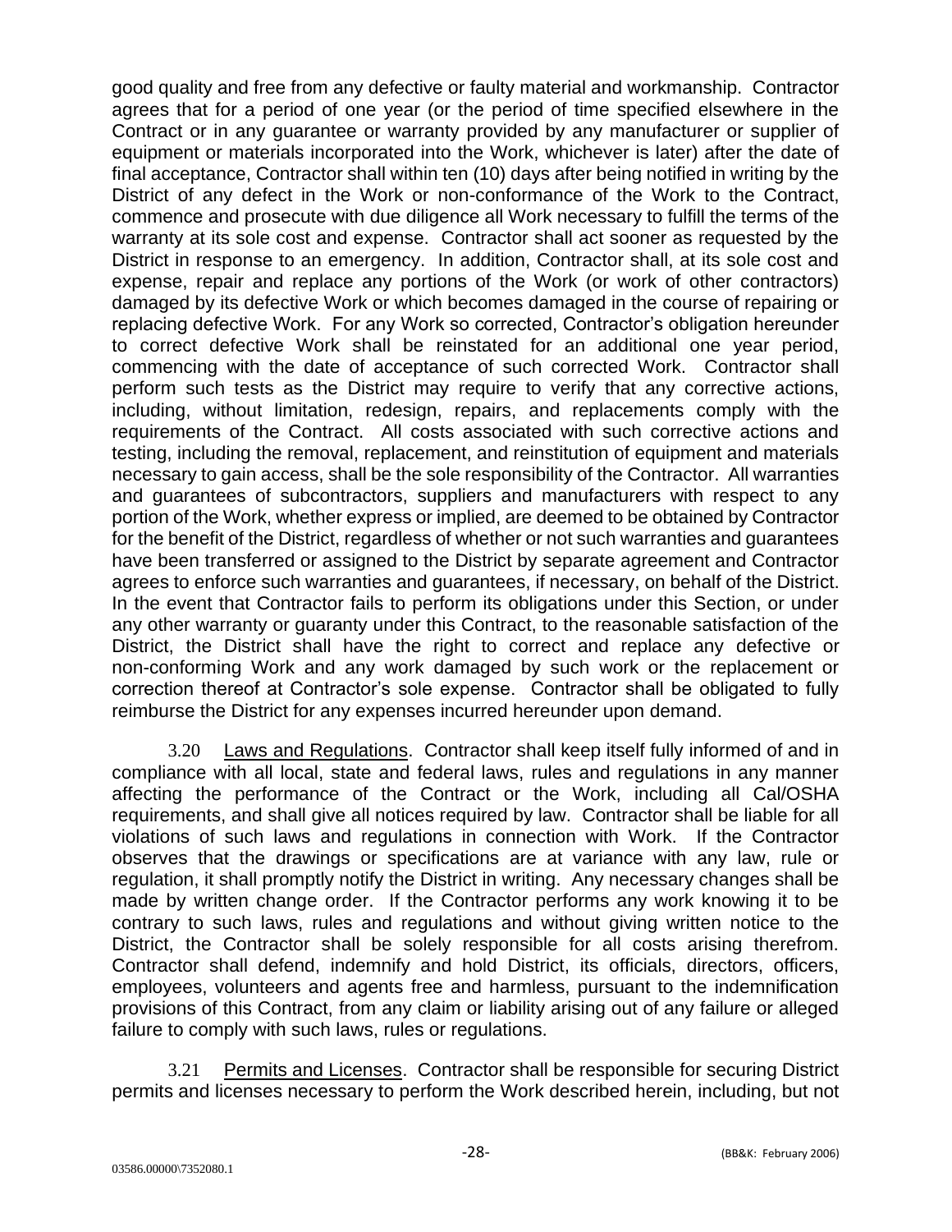good quality and free from any defective or faulty material and workmanship. Contractor agrees that for a period of one year (or the period of time specified elsewhere in the Contract or in any guarantee or warranty provided by any manufacturer or supplier of equipment or materials incorporated into the Work, whichever is later) after the date of final acceptance, Contractor shall within ten (10) days after being notified in writing by the District of any defect in the Work or non-conformance of the Work to the Contract, commence and prosecute with due diligence all Work necessary to fulfill the terms of the warranty at its sole cost and expense. Contractor shall act sooner as requested by the District in response to an emergency. In addition, Contractor shall, at its sole cost and expense, repair and replace any portions of the Work (or work of other contractors) damaged by its defective Work or which becomes damaged in the course of repairing or replacing defective Work. For any Work so corrected, Contractor's obligation hereunder to correct defective Work shall be reinstated for an additional one year period, commencing with the date of acceptance of such corrected Work. Contractor shall perform such tests as the District may require to verify that any corrective actions, including, without limitation, redesign, repairs, and replacements comply with the requirements of the Contract. All costs associated with such corrective actions and testing, including the removal, replacement, and reinstitution of equipment and materials necessary to gain access, shall be the sole responsibility of the Contractor. All warranties and guarantees of subcontractors, suppliers and manufacturers with respect to any portion of the Work, whether express or implied, are deemed to be obtained by Contractor for the benefit of the District, regardless of whether or not such warranties and guarantees have been transferred or assigned to the District by separate agreement and Contractor agrees to enforce such warranties and guarantees, if necessary, on behalf of the District. In the event that Contractor fails to perform its obligations under this Section, or under any other warranty or guaranty under this Contract, to the reasonable satisfaction of the District, the District shall have the right to correct and replace any defective or non-conforming Work and any work damaged by such work or the replacement or correction thereof at Contractor's sole expense. Contractor shall be obligated to fully reimburse the District for any expenses incurred hereunder upon demand.

3.20 Laws and Regulations. Contractor shall keep itself fully informed of and in compliance with all local, state and federal laws, rules and regulations in any manner affecting the performance of the Contract or the Work, including all Cal/OSHA requirements, and shall give all notices required by law. Contractor shall be liable for all violations of such laws and regulations in connection with Work. If the Contractor observes that the drawings or specifications are at variance with any law, rule or regulation, it shall promptly notify the District in writing. Any necessary changes shall be made by written change order. If the Contractor performs any work knowing it to be contrary to such laws, rules and regulations and without giving written notice to the District, the Contractor shall be solely responsible for all costs arising therefrom. Contractor shall defend, indemnify and hold District, its officials, directors, officers, employees, volunteers and agents free and harmless, pursuant to the indemnification provisions of this Contract, from any claim or liability arising out of any failure or alleged failure to comply with such laws, rules or regulations.

3.21 Permits and Licenses. Contractor shall be responsible for securing District permits and licenses necessary to perform the Work described herein, including, but not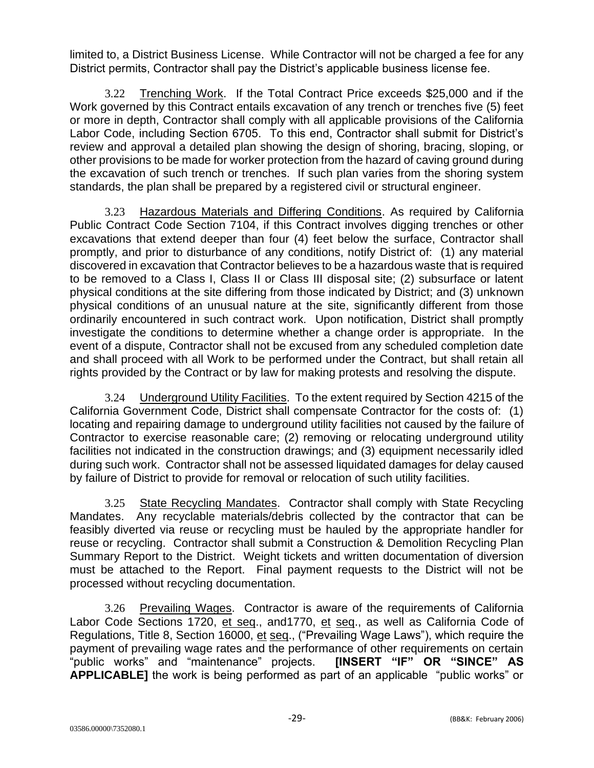limited to, a District Business License. While Contractor will not be charged a fee for any District permits, Contractor shall pay the District's applicable business license fee.

3.22 Trenching Work. If the Total Contract Price exceeds $25,000 and if the Work governed by this Contract entails excavation of any trench or trenches five (5) feet or more in depth, Contractor shall comply with all applicable provisions of the California Labor Code, including Section 6705. To this end, Contractor shall submit for District's review and approval a detailed plan showing the design of shoring, bracing, sloping, or other provisions to be made for worker protection from the hazard of caving ground during the excavation of such trench or trenches. If such plan varies from the shoring system standards, the plan shall be prepared by a registered civil or structural engineer.

3.23 Hazardous Materials and Differing Conditions. As required by California Public Contract Code Section 7104, if this Contract involves digging trenches or other excavations that extend deeper than four (4) feet below the surface, Contractor shall promptly, and prior to disturbance of any conditions, notify District of: (1) any material discovered in excavation that Contractor believes to be a hazardous waste that is required to be removed to a Class I, Class II or Class III disposal site; (2) subsurface or latent physical conditions at the site differing from those indicated by District; and (3) unknown physical conditions of an unusual nature at the site, significantly different from those ordinarily encountered in such contract work. Upon notification, District shall promptly investigate the conditions to determine whether a change order is appropriate. In the event of a dispute, Contractor shall not be excused from any scheduled completion date and shall proceed with all Work to be performed under the Contract, but shall retain all rights provided by the Contract or by law for making protests and resolving the dispute.

3.24 Underground Utility Facilities. To the extent required by Section 4215 of the California Government Code, District shall compensate Contractor for the costs of: (1) locating and repairing damage to underground utility facilities not caused by the failure of Contractor to exercise reasonable care; (2) removing or relocating underground utility facilities not indicated in the construction drawings; and (3) equipment necessarily idled during such work. Contractor shall not be assessed liquidated damages for delay caused by failure of District to provide for removal or relocation of such utility facilities.

3.25 State Recycling Mandates. Contractor shall comply with State Recycling Mandates. Any recyclable materials/debris collected by the contractor that can be feasibly diverted via reuse or recycling must be hauled by the appropriate handler for reuse or recycling. Contractor shall submit a Construction & Demolition Recycling Plan Summary Report to the District. Weight tickets and written documentation of diversion must be attached to the Report. Final payment requests to the District will not be processed without recycling documentation.

3.26 Prevailing Wages. Contractor is aware of the requirements of California Labor Code Sections 1720, et seq., and1770, et seq., as well as California Code of Regulations, Title 8, Section 16000, et seq., ("Prevailing Wage Laws"), which require the payment of prevailing wage rates and the performance of other requirements on certain "public works" and "maintenance" projects. **[INSERT "IF" OR "SINCE" AS APPLICABLE]** the work is being performed as part of an applicable "public works" or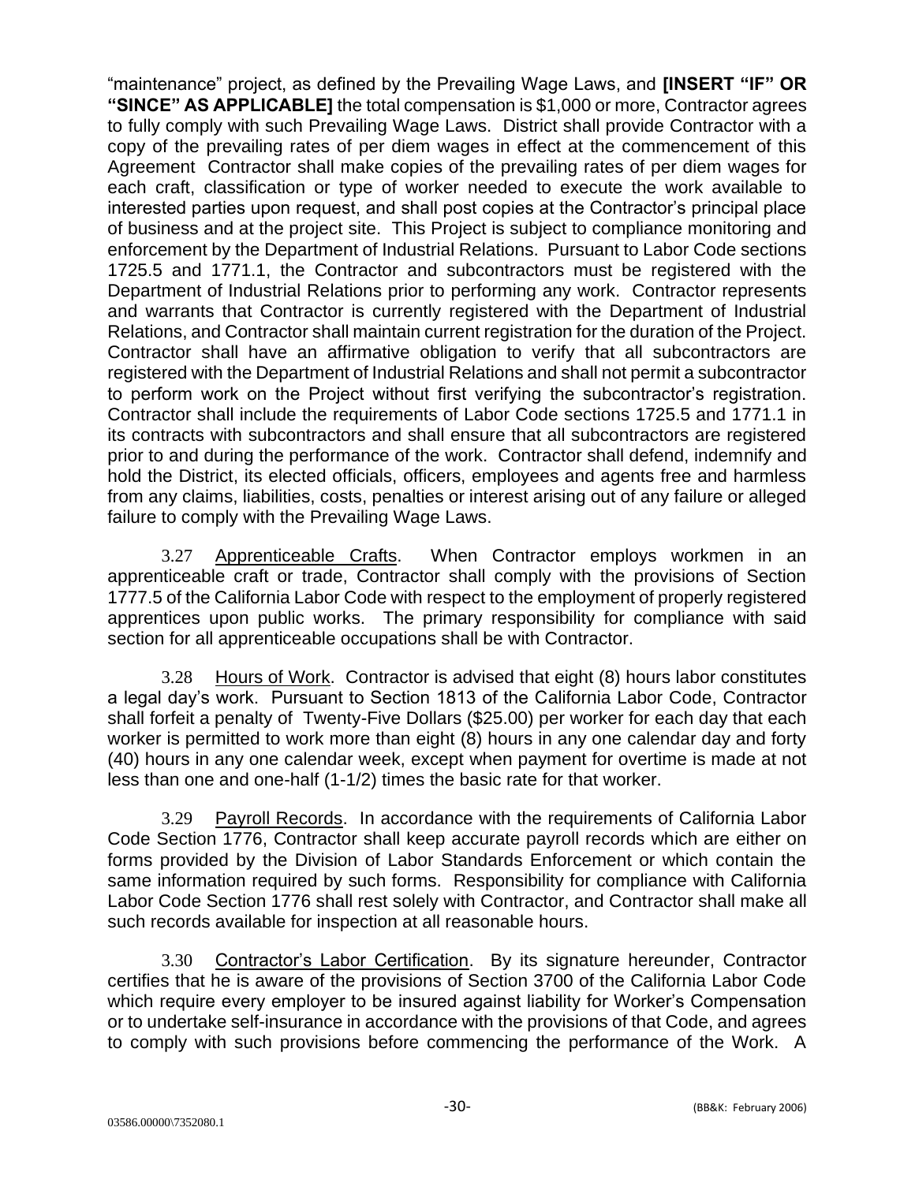"maintenance" project, as defined by the Prevailing Wage Laws, and **[INSERT "IF" OR "SINCE" AS APPLICABLE]** the total compensation is $1,000 or more, Contractor agrees to fully comply with such Prevailing Wage Laws. District shall provide Contractor with a copy of the prevailing rates of per diem wages in effect at the commencement of this Agreement Contractor shall make copies of the prevailing rates of per diem wages for each craft, classification or type of worker needed to execute the work available to interested parties upon request, and shall post copies at the Contractor's principal place of business and at the project site. This Project is subject to compliance monitoring and enforcement by the Department of Industrial Relations. Pursuant to Labor Code sections 1725.5 and 1771.1, the Contractor and subcontractors must be registered with the Department of Industrial Relations prior to performing any work. Contractor represents and warrants that Contractor is currently registered with the Department of Industrial Relations, and Contractor shall maintain current registration for the duration of the Project. Contractor shall have an affirmative obligation to verify that all subcontractors are registered with the Department of Industrial Relations and shall not permit a subcontractor to perform work on the Project without first verifying the subcontractor's registration. Contractor shall include the requirements of Labor Code sections 1725.5 and 1771.1 in its contracts with subcontractors and shall ensure that all subcontractors are registered prior to and during the performance of the work. Contractor shall defend, indemnify and hold the District, its elected officials, officers, employees and agents free and harmless from any claims, liabilities, costs, penalties or interest arising out of any failure or alleged failure to comply with the Prevailing Wage Laws.

3.27 Apprenticeable Crafts. When Contractor employs workmen in an apprenticeable craft or trade, Contractor shall comply with the provisions of Section 1777.5 of the California Labor Code with respect to the employment of properly registered apprentices upon public works. The primary responsibility for compliance with said section for all apprenticeable occupations shall be with Contractor.

3.28 Hours of Work. Contractor is advised that eight (8) hours labor constitutes a legal day's work. Pursuant to Section 1813 of the California Labor Code, Contractor shall forfeit a penalty of Twenty-Five Dollars ($25.00) per worker for each day that each worker is permitted to work more than eight (8) hours in any one calendar day and forty (40) hours in any one calendar week, except when payment for overtime is made at not less than one and one-half (1-1/2) times the basic rate for that worker.

3.29 Payroll Records. In accordance with the requirements of California Labor Code Section 1776, Contractor shall keep accurate payroll records which are either on forms provided by the Division of Labor Standards Enforcement or which contain the same information required by such forms. Responsibility for compliance with California Labor Code Section 1776 shall rest solely with Contractor, and Contractor shall make all such records available for inspection at all reasonable hours.

3.30 Contractor's Labor Certification. By its signature hereunder, Contractor certifies that he is aware of the provisions of Section 3700 of the California Labor Code which require every employer to be insured against liability for Worker's Compensation or to undertake self-insurance in accordance with the provisions of that Code, and agrees to comply with such provisions before commencing the performance of the Work. A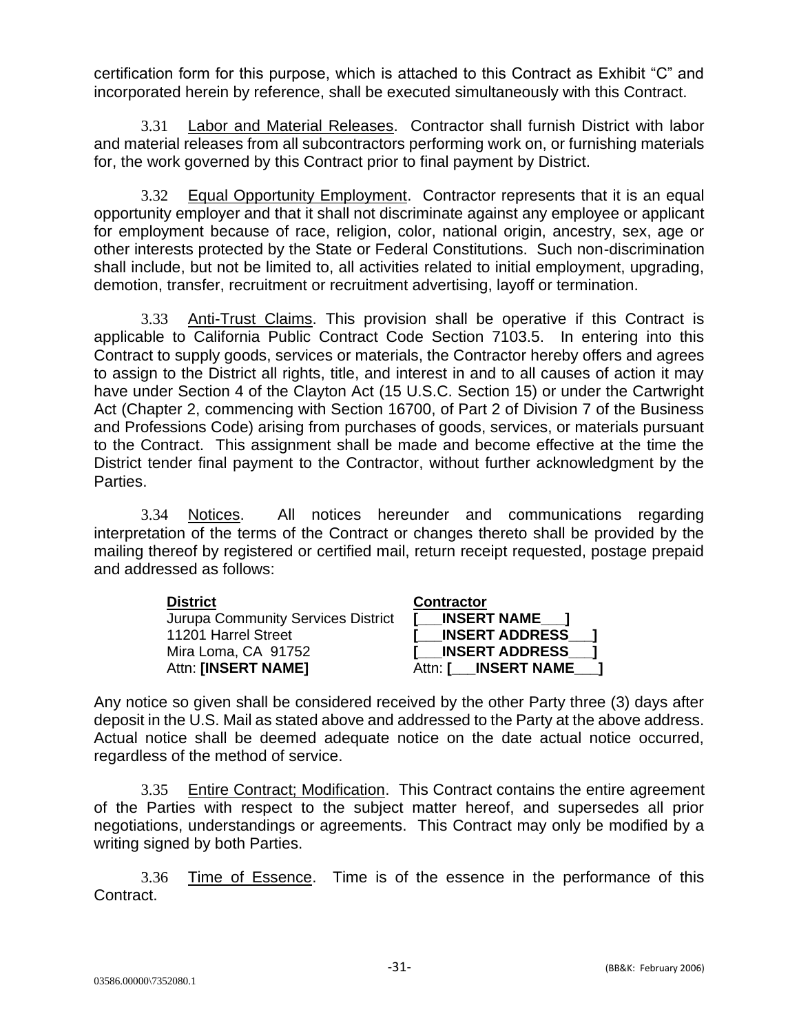certification form for this purpose, which is attached to this Contract as Exhibit "C" and incorporated herein by reference, shall be executed simultaneously with this Contract.

3.31 Labor and Material Releases. Contractor shall furnish District with labor and material releases from all subcontractors performing work on, or furnishing materials for, the work governed by this Contract prior to final payment by District.

3.32 Equal Opportunity Employment. Contractor represents that it is an equal opportunity employer and that it shall not discriminate against any employee or applicant for employment because of race, religion, color, national origin, ancestry, sex, age or other interests protected by the State or Federal Constitutions. Such non-discrimination shall include, but not be limited to, all activities related to initial employment, upgrading, demotion, transfer, recruitment or recruitment advertising, layoff or termination.

3.33 Anti-Trust Claims. This provision shall be operative if this Contract is applicable to California Public Contract Code Section 7103.5. In entering into this Contract to supply goods, services or materials, the Contractor hereby offers and agrees to assign to the District all rights, title, and interest in and to all causes of action it may have under Section 4 of the Clayton Act (15 U.S.C. Section 15) or under the Cartwright Act (Chapter 2, commencing with Section 16700, of Part 2 of Division 7 of the Business and Professions Code) arising from purchases of goods, services, or materials pursuant to the Contract. This assignment shall be made and become effective at the time the District tender final payment to the Contractor, without further acknowledgment by the Parties.

3.34 Notices. All notices hereunder and communications regarding interpretation of the terms of the Contract or changes thereto shall be provided by the mailing thereof by registered or certified mail, return receipt requested, postage prepaid and addressed as follows:

| **District** | **Contractor** |
|---|---|
| Jurupa Community Services District | **[___INSERT NAME___]** |
| 11201 Harrel Street | **[___INSERT ADDRESS___]** |
| Mira Loma, CA 91752 | **[___INSERT ADDRESS___]** |
| Attn: **[INSERT NAME]** | Attn: **[___INSERT NAME___]** |

Any notice so given shall be considered received by the other Party three (3) days after deposit in the U.S. Mail as stated above and addressed to the Party at the above address. Actual notice shall be deemed adequate notice on the date actual notice occurred, regardless of the method of service.

3.35 Entire Contract; Modification. This Contract contains the entire agreement of the Parties with respect to the subject matter hereof, and supersedes all prior negotiations, understandings or agreements. This Contract may only be modified by a writing signed by both Parties.

3.36 Time of Essence. Time is of the essence in the performance of this Contract.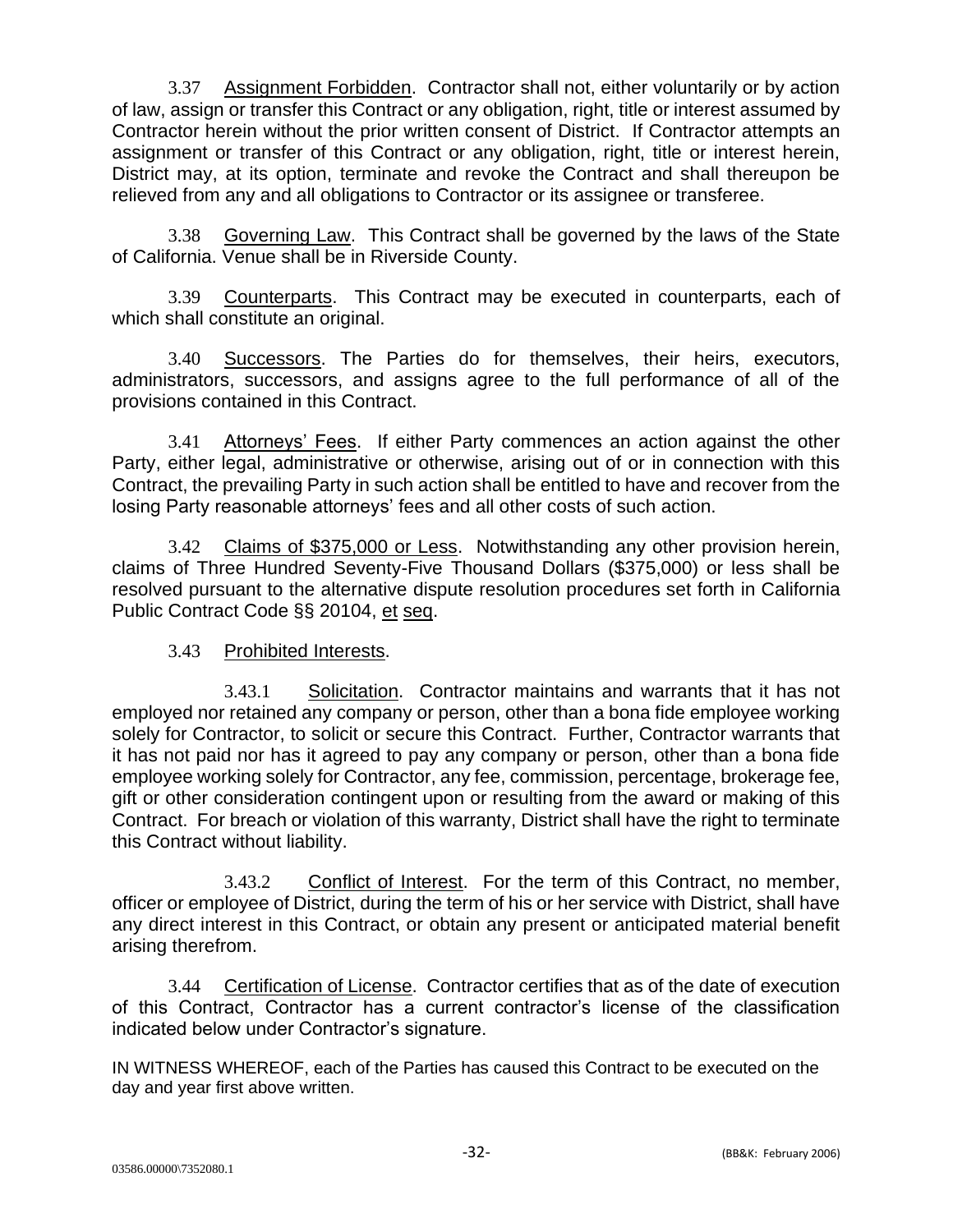3.37 Assignment Forbidden. Contractor shall not, either voluntarily or by action of law, assign or transfer this Contract or any obligation, right, title or interest assumed by Contractor herein without the prior written consent of District. If Contractor attempts an assignment or transfer of this Contract or any obligation, right, title or interest herein, District may, at its option, terminate and revoke the Contract and shall thereupon be relieved from any and all obligations to Contractor or its assignee or transferee.

3.38 Governing Law. This Contract shall be governed by the laws of the State of California. Venue shall be in Riverside County.

3.39 Counterparts. This Contract may be executed in counterparts, each of which shall constitute an original.

3.40 Successors. The Parties do for themselves, their heirs, executors, administrators, successors, and assigns agree to the full performance of all of the provisions contained in this Contract.

3.41 Attorneys' Fees. If either Party commences an action against the other Party, either legal, administrative or otherwise, arising out of or in connection with this Contract, the prevailing Party in such action shall be entitled to have and recover from the losing Party reasonable attorneys' fees and all other costs of such action.

3.42 Claims of $375,000 or Less. Notwithstanding any other provision herein, claims of Three Hundred Seventy-Five Thousand Dollars ($375,000) or less shall be resolved pursuant to the alternative dispute resolution procedures set forth in California Public Contract Code §§ 20104, et seq.

3.43 Prohibited Interests.

3.43.1 Solicitation. Contractor maintains and warrants that it has not employed nor retained any company or person, other than a bona fide employee working solely for Contractor, to solicit or secure this Contract. Further, Contractor warrants that it has not paid nor has it agreed to pay any company or person, other than a bona fide employee working solely for Contractor, any fee, commission, percentage, brokerage fee, gift or other consideration contingent upon or resulting from the award or making of this Contract. For breach or violation of this warranty, District shall have the right to terminate this Contract without liability.

3.43.2 Conflict of Interest. For the term of this Contract, no member, officer or employee of District, during the term of his or her service with District, shall have any direct interest in this Contract, or obtain any present or anticipated material benefit arising therefrom.

3.44 Certification of License. Contractor certifies that as of the date of execution of this Contract, Contractor has a current contractor's license of the classification indicated below under Contractor's signature.

IN WITNESS WHEREOF, each of the Parties has caused this Contract to be executed on the day and year first above written.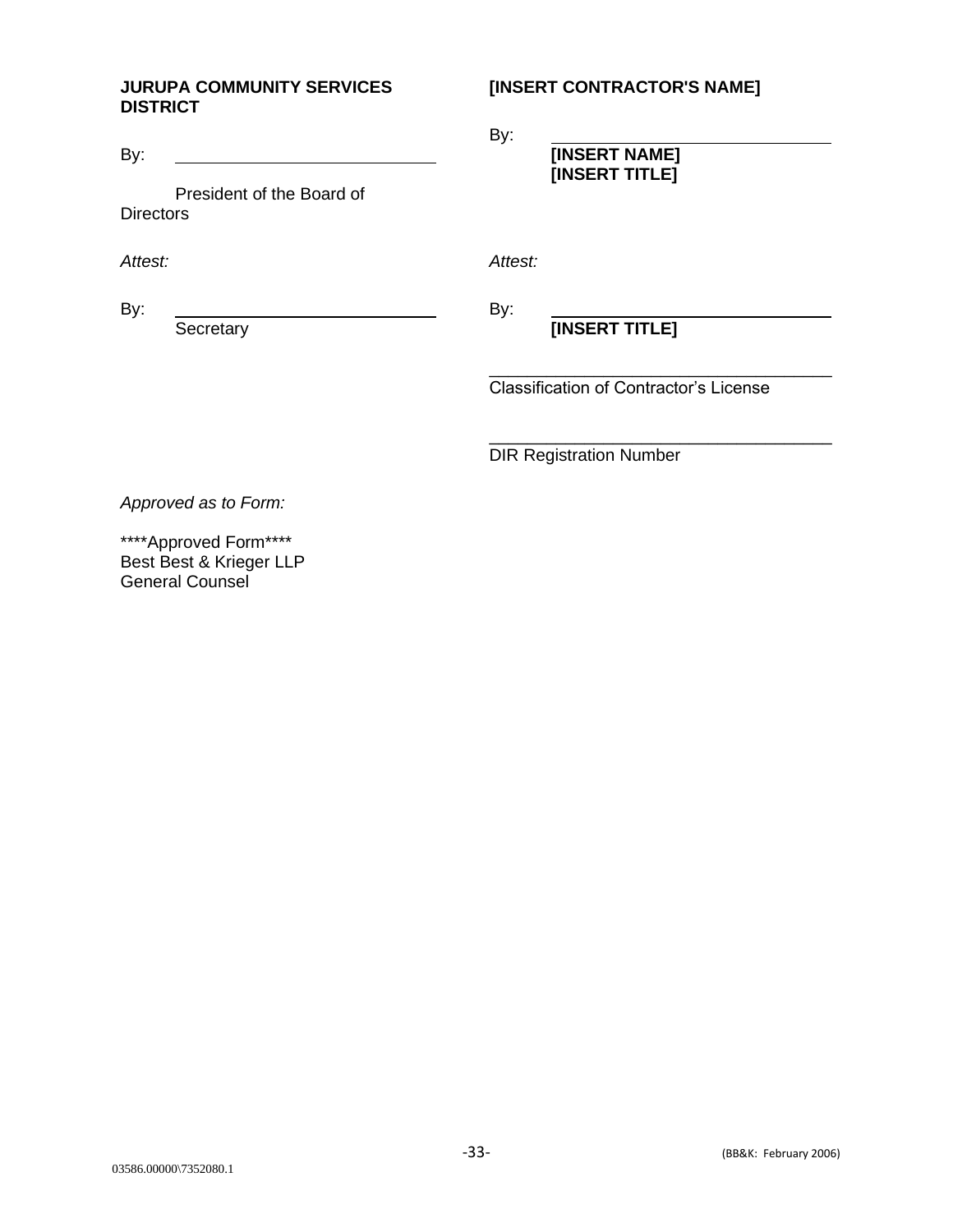**JURUPA COMMUNITY SERVICES DISTRICT**

By: ______________________________

President of the Board of Directors

*Attest:*

By: ______________________________
Secretary

**[INSERT CONTRACTOR'S NAME]**

By: ______________________________
**[INSERT NAME]**
**[INSERT TITLE]**

*Attest:*

By: ______________________________
**[INSERT TITLE]**

______________________________
Classification of Contractor's License

______________________________
DIR Registration Number

*Approved as to Form:*

****Approved Form****
Best Best & Krieger LLP
General Counsel

03586.00000\7352080.1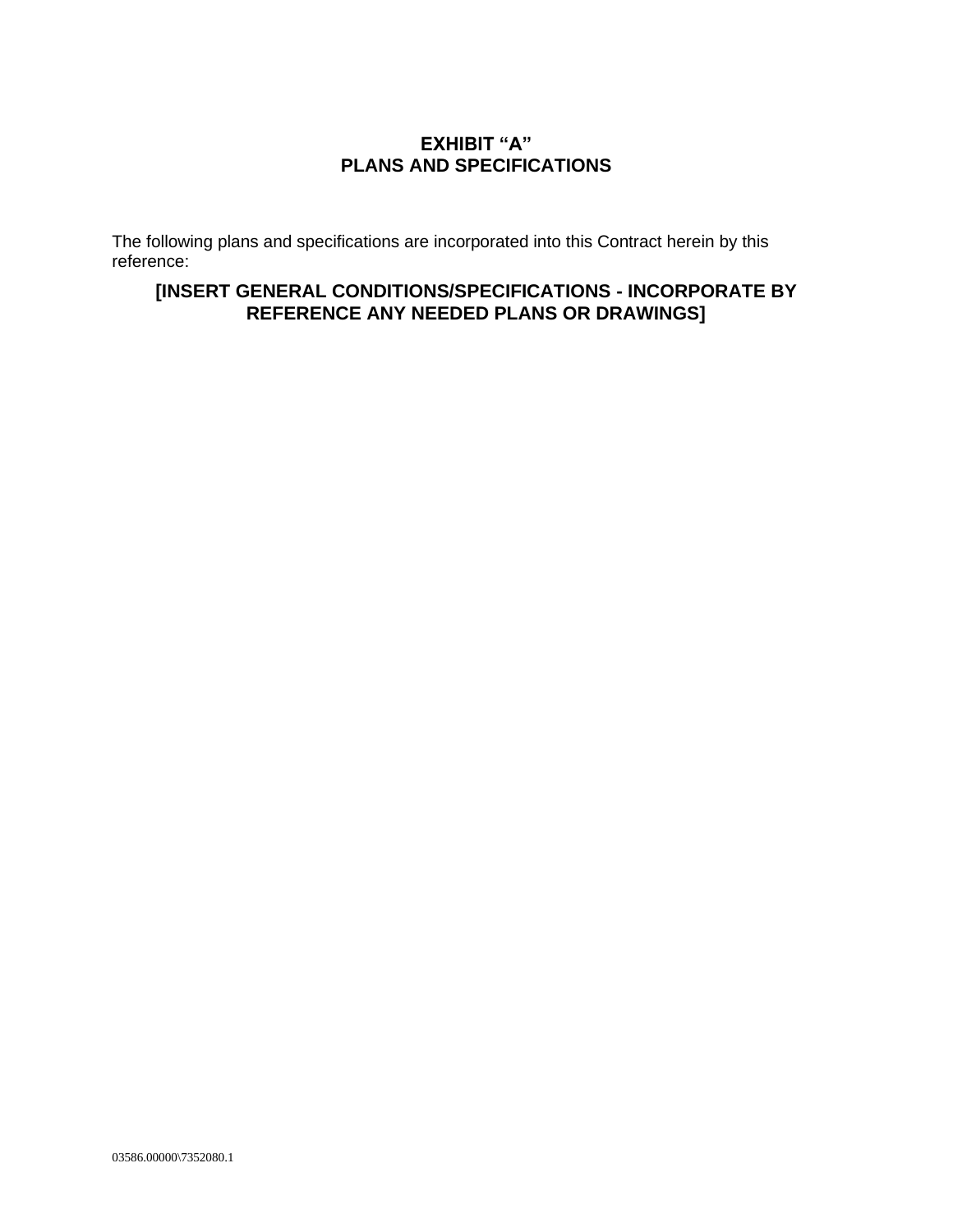# EXHIBIT “A”
# PLANS AND SPECIFICATIONS

The following plans and specifications are incorporated into this Contract herein by this reference:

**[INSERT GENERAL CONDITIONS/SPECIFICATIONS - INCORPORATE BY REFERENCE ANY NEEDED PLANS OR DRAWINGS]**

03586.00000\7352080.1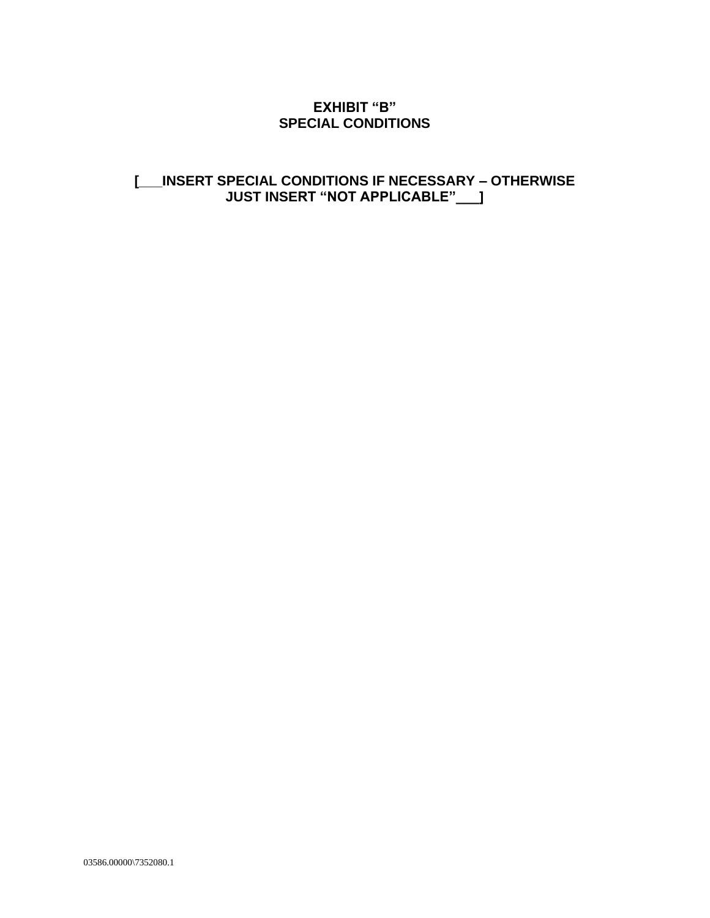**EXHIBIT “B”**
**SPECIAL CONDITIONS**

**[___INSERT SPECIAL CONDITIONS IF NECESSARY – OTHERWISE JUST INSERT “NOT APPLICABLE”___]**

03586.00000\7352080.1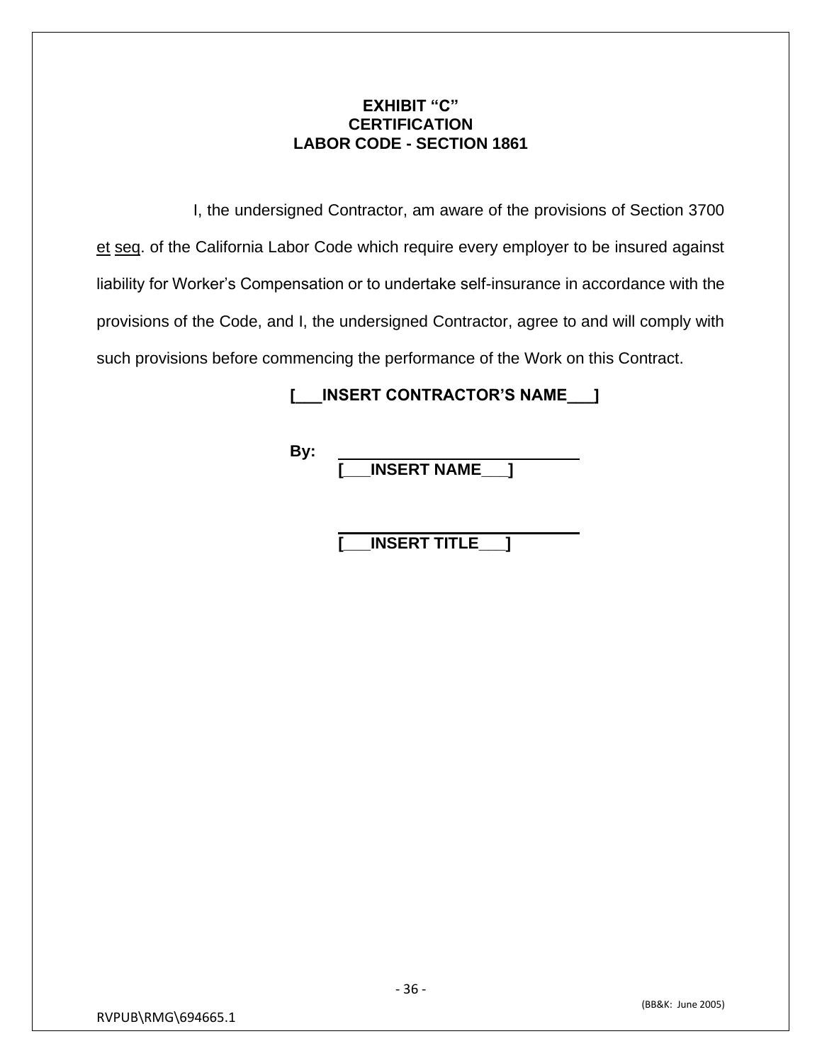**EXHIBIT "C"**
**CERTIFICATION**
**LABOR CODE - SECTION 1861**

I, the undersigned Contractor, am aware of the provisions of Section 3700 et seq. of the California Labor Code which require every employer to be insured against liability for Worker's Compensation or to undertake self-insurance in accordance with the provisions of the Code, and I, the undersigned Contractor, agree to and will comply with such provisions before commencing the performance of the Work on this Contract.

**[___INSERT CONTRACTOR'S NAME___]**

**By:** ______________________________
**[___INSERT NAME___]**

______________________________
**[___INSERT TITLE___]**

RVPUB\RMG\694665.1

(BB&K: June 2005)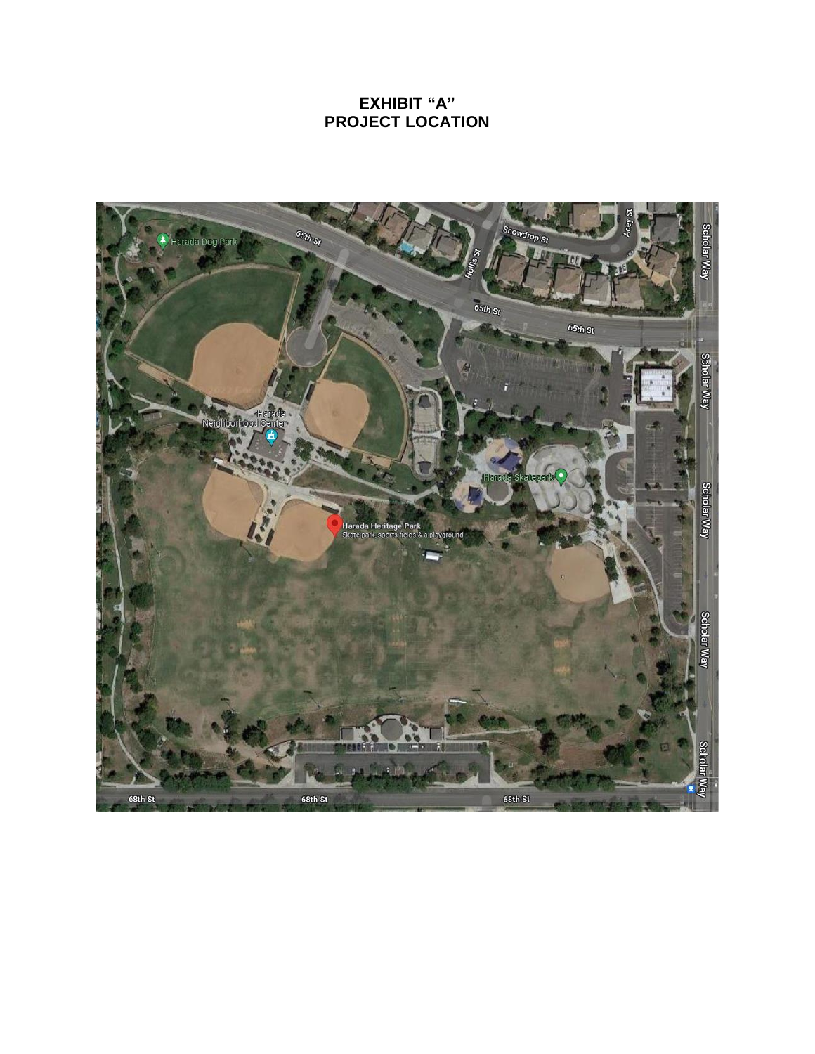# EXHIBIT "A"
# PROJECT LOCATION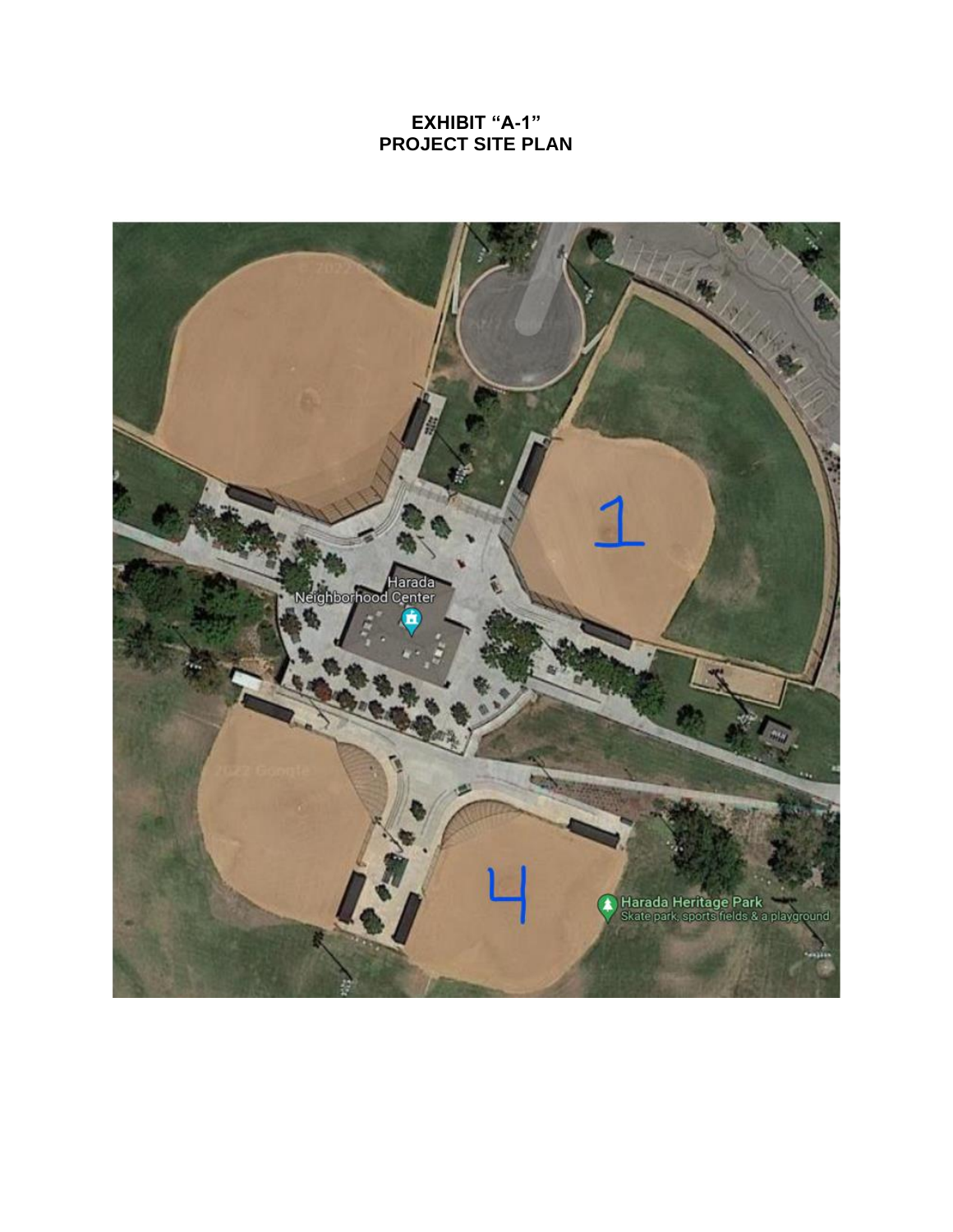**EXHIBIT "A-1"**
**PROJECT SITE PLAN**